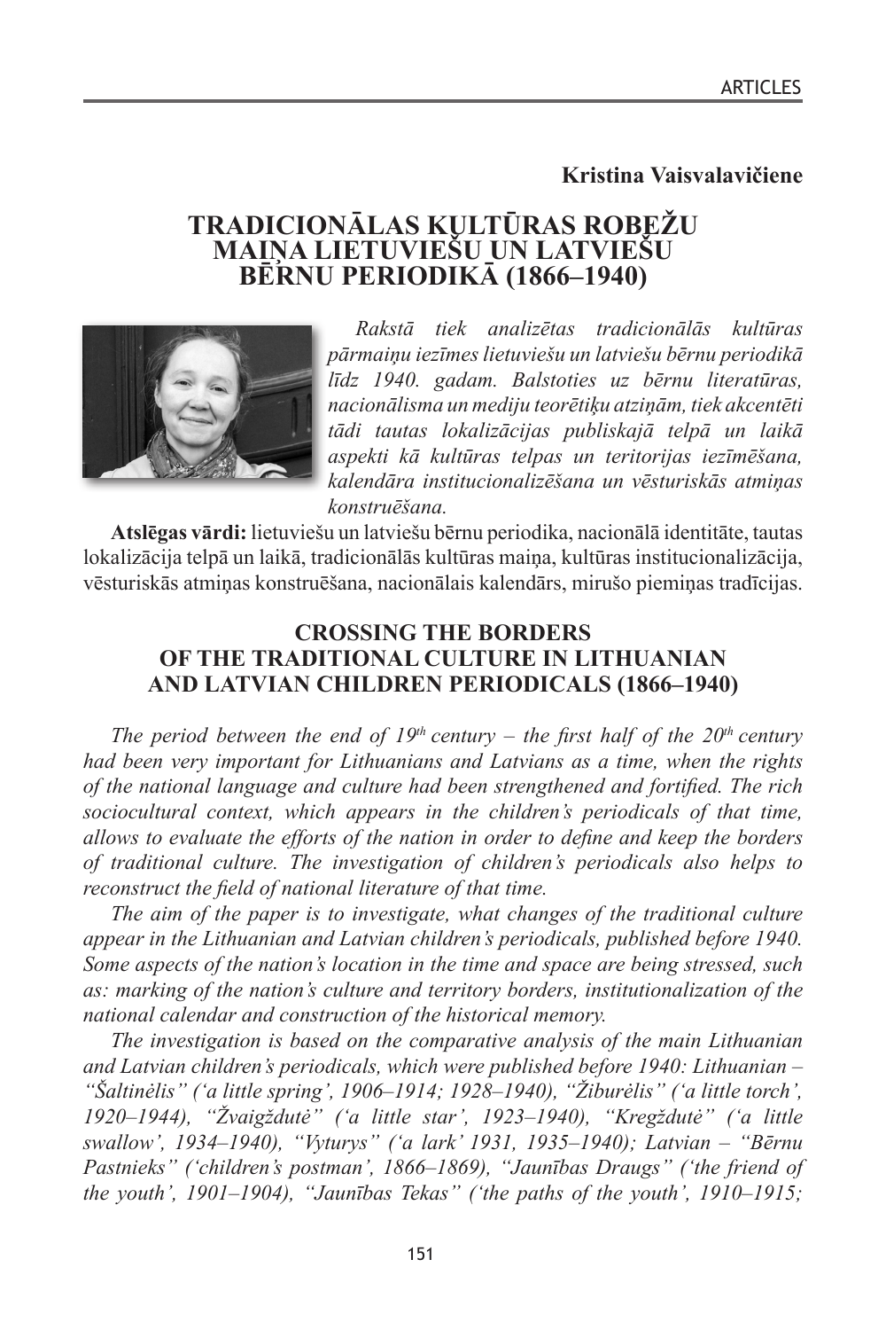**Kristina Vaisvalavičiene**

# TRADICIONĀLAS KULTŪRAS ROBEŽU MAIŅA LIETUVIEŠU UN LATVIEŠU BĒRNU PERIODIKĀ (1866–1940)

*Rakstā tiek analizētas tradicionālās kultūras pārmaiņu iezīmes lietuviešu un latviešu bērnu periodikā līdz 1940. gadam. Balstoties uz bērnu literatūras, nacionālisma un mediju teorētiķu atziņām, tiek akcentēti tādi tautas lokalizācijas publiskajā telpā un laikā aspekti kā kultūras telpas un teritorijas iezīmēšana, kalendāra institucionalizēšana un vēsturiskās atmiņas konstruēšana.*

**Atslēgas vārdi:** lietuviešu un latviešu bērnu periodika, nacionālā identitāte, tautas lokalizācija telpā un laikā, tradicionālās kultūras maiņa, kultūras institucionalizācija, vēsturiskās atmiņas konstruēšana, nacionālais kalendārs, mirušo piemiņas tradīcijas.

## CROSSING THE BORDERS OF THE TRADITIONAL CULTURE IN LITHUANIAN AND LATVIAN CHILDREN PERIODICALS (1866–1940)

*The period between the end of 19th century – the first half of the 20th century had been very important for Lithuanians and Latvians as a time, when the rights of the national language and culture had been strengthened and fortified. The rich sociocultural context, which appears in the children's periodicals of that time, allows to evaluate the efforts of the nation in order to define and keep the borders of traditional culture. The investigation of children's periodicals also helps to reconstruct the field of national literature of that time.*

*The aim of the paper is to investigate, what changes of the traditional culture appear in the Lithuanian and Latvian children's periodicals, published before 1940. Some aspects of the nation's location in the time and space are being stressed, such as: marking of the nation's culture and territory borders, institutionalization of the national calendar and construction of the historical memory.*

*The investigation is based on the comparative analysis of the main Lithuanian and Latvian children's periodicals, which were published before 1940: Lithuanian – "Šaltinėlis" ('a little spring', 1906–1914; 1928–1940), "Žiburėlis" ('a little torch', 1920–1944), "Žvaigždutė" ('a little star', 1923–1940), "Kregždutė" ('a little swallow', 1934–1940), "Vyturys" ('a lark' 1931, 1935–1940); Latvian – "Bērnu Pastnieks" ('children's postman', 1866–1869), "Jaunības Draugs" ('the friend of the youth', 1901–1904), "Jaunības Tekas" ('the paths of the youth', 1910–1915;*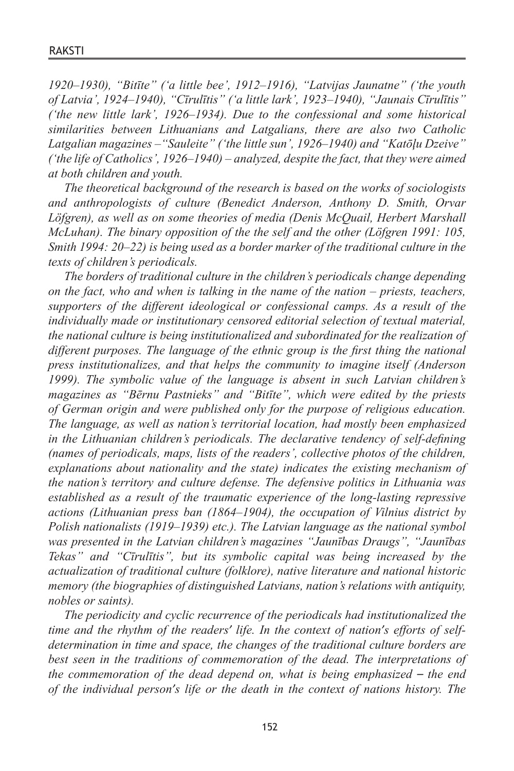*1920–1930), "Bitīte" ('a little bee', 1912–1916), "Latvijas Jaunatne" ('the youth of Latvia', 1924–1940), "Cīrulītis" ('a little lark', 1923–1940), "Jaunais Cīrulītis" ('the new little lark', 1926–1934). Due to the confessional and some historical similarities between Lithuanians and Latgalians, there are also two Catholic Latgalian magazines –"Sauleite" ('the little sun', 1926–1940) and "Katōļu Dzeive" ('the life of Catholics', 1926–1940) – analyzed, despite the fact, that they were aimed at both children and youth.*

*The theoretical background of the research is based on the works of sociologists and anthropologists of culture (Benedict Anderson, Anthony D. Smith, Orvar Löfgren), as well as on some theories of media (Denis McQuail, Herbert Marshall McLuhan). The binary opposition of the the self and the other (Löfgren 1991: 105, Smith 1994: 20–22) is being used as a border marker of the traditional culture in the texts of children's periodicals.*

*The borders of traditional culture in the children's periodicals change depending on the fact, who and when is talking in the name of the nation – priests, teachers, supporters of the different ideological or confessional camps. As a result of the individually made or institutionary censored editorial selection of textual material, the national culture is being institutionalized and subordinated for the realization of different purposes. The language of the ethnic group is the first thing the national press institutionalizes, and that helps the community to imagine itself (Anderson 1999). The symbolic value of the language is absent in such Latvian children's magazines as "Bērnu Pastnieks" and "Bitīte", which were edited by the priests of German origin and were published only for the purpose of religious education. The language, as well as nation's territorial location, had mostly been emphasized in the Lithuanian children's periodicals. The declarative tendency of self-defining (names of periodicals, maps, lists of the readers', collective photos of the children, explanations about nationality and the state) indicates the existing mechanism of the nation's territory and culture defense. The defensive politics in Lithuania was established as a result of the traumatic experience of the long-lasting repressive actions (Lithuanian press ban (1864–1904), the occupation of Vilnius district by Polish nationalists (1919–1939) etc.). The Latvian language as the national symbol was presented in the Latvian children's magazines "Jaunības Draugs", "Jaunības Tekas" and "Cīrulītis", but its symbolic capital was being increased by the actualization of traditional culture (folklore), native literature and national historic memory (the biographies of distinguished Latvians, nation's relations with antiquity, nobles or saints).*

*The periodicity and cyclic recurrence of the periodicals had institutionalized the time and the rhythm of the readers′ life. In the context of nation′s efforts of self-determination in time and space, the changes of the traditional culture borders are best seen in the traditions of commemoration of the dead. The interpretations of the commemoration of the dead depend on, what is being emphasized – the end of the individual person′s life or the death in the context of nations history. The*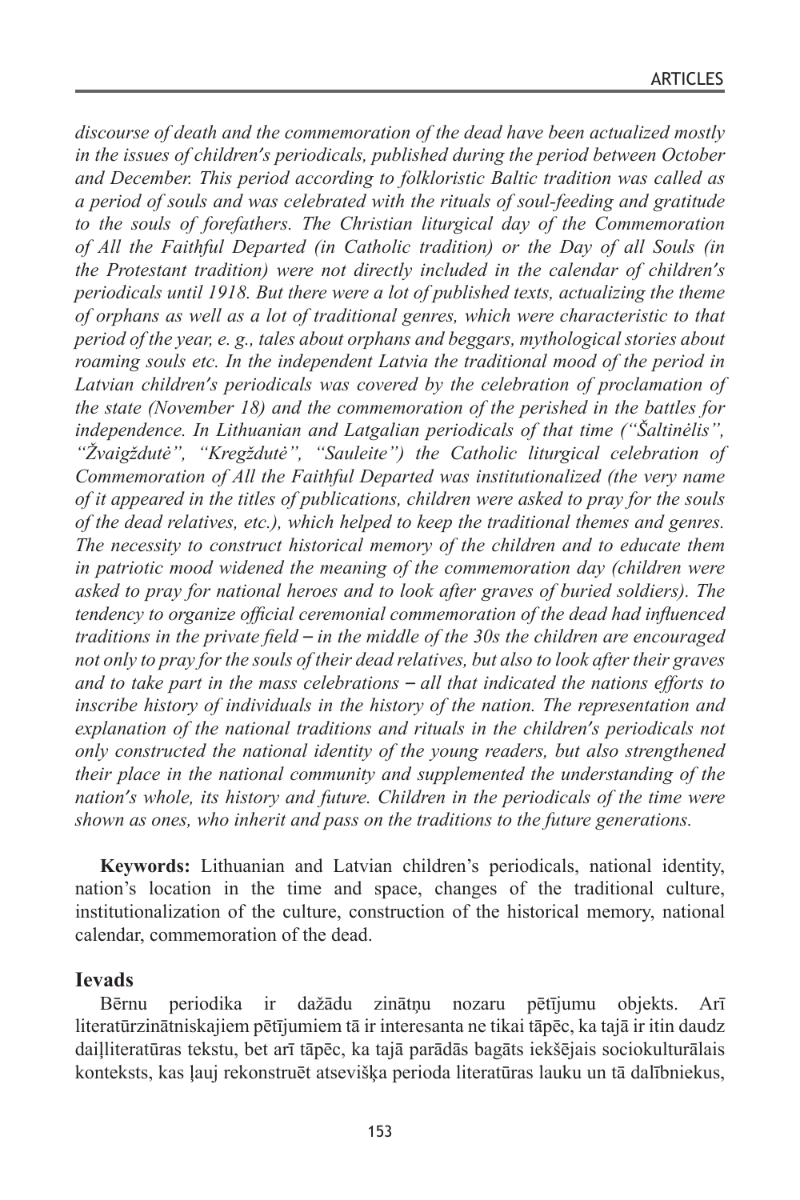*discourse of death and the commemoration of the dead have been actualized mostly in the issues of children′s periodicals, published during the period between October and December. This period according to folkloristic Baltic tradition was called as a period of souls and was celebrated with the rituals of soul-feeding and gratitude to the souls of forefathers. The Christian liturgical day of the Commemoration of All the Faithful Departed (in Catholic tradition) or the Day of all Souls (in the Protestant tradition) were not directly included in the calendar of children′s periodicals until 1918. But there were a lot of published texts, actualizing the theme of orphans as well as a lot of traditional genres, which were characteristic to that period of the year, e. g., tales about orphans and beggars, mythological stories about roaming souls etc. In the independent Latvia the traditional mood of the period in Latvian children′s periodicals was covered by the celebration of proclamation of the state (November 18) and the commemoration of the perished in the battles for independence. In Lithuanian and Latgalian periodicals of that time ("Šaltinėlis", "Žvaigždutė", "Kregždutė", "Sauleite") the Catholic liturgical celebration of Commemoration of All the Faithful Departed was institutionalized (the very name of it appeared in the titles of publications, children were asked to pray for the souls of the dead relatives, etc.), which helped to keep the traditional themes and genres. The necessity to construct historical memory of the children and to educate them in patriotic mood widened the meaning of the commemoration day (children were asked to pray for national heroes and to look after graves of buried soldiers). The tendency to organize official ceremonial commemoration of the dead had influenced traditions in the private field – in the middle of the 30s the children are encouraged not only to pray for the souls of their dead relatives, but also to look after their graves and to take part in the mass celebrations – all that indicated the nations efforts to inscribe history of individuals in the history of the nation. The representation and explanation of the national traditions and rituals in the children′s periodicals not only constructed the national identity of the young readers, but also strengthened their place in the national community and supplemented the understanding of the nation′s whole, its history and future. Children in the periodicals of the time were shown as ones, who inherit and pass on the traditions to the future generations.*

**Keywords:** Lithuanian and Latvian children's periodicals, national identity, nation's location in the time and space, changes of the traditional culture, institutionalization of the culture, construction of the historical memory, national calendar, commemoration of the dead.

## Ievads

Bērnu periodika ir dažādu zinātņu nozaru pētījumu objekts. Arī literatūrzinātniskajiem pētījumiem tā ir interesanta ne tikai tāpēc, ka tajā ir itin daudz daiļliteratūras tekstu, bet arī tāpēc, ka tajā parādās bagāts iekšējais sociokulturālais konteksts, kas ļauj rekonstruēt atsevišķa perioda literatūras lauku un tā dalībniekus,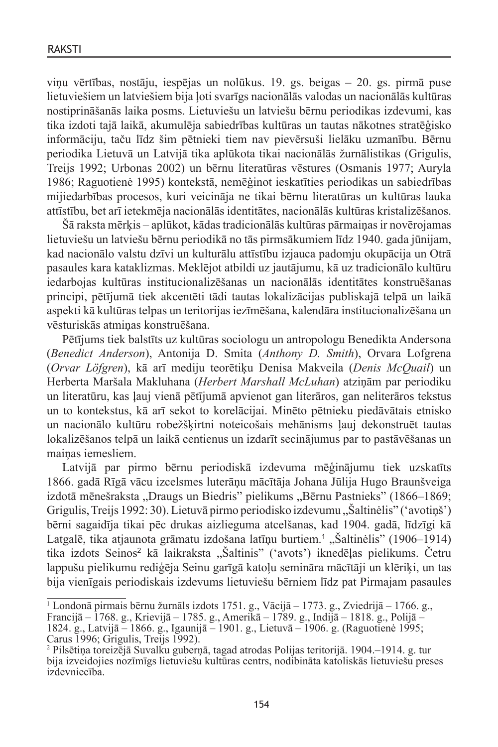viņu vērtības, nostāju, iespējas un nolūkus. 19. gs. beigas – 20. gs. pirmā puse lietuviešiem un latviešiem bija ļoti svarīgs nacionālās valodas un nacionālās kultūras nostiprināšanās laika posms. Lietuviešu un latviešu bērnu periodikas izdevumi, kas tika izdoti tajā laikā, akumulēja sabiedrības kultūras un tautas nākotnes stratēģisko informāciju, taču līdz šim pētnieki tiem nav pievērsuši lielāku uzmanību. Bērnu periodika Lietuvā un Latvijā tika aplūkota tikai nacionālās žurnālistikas (Grigulis, Treijs 1992; Urbonas 2002) un bērnu literatūras vēstures (Osmanis 1977; Auryla 1986; Raguotienė 1995) kontekstā, nemēģinot ieskatīties periodikas un sabiedrības mijiedarbības procesos, kuri veicināja ne tikai bērnu literatūras un kultūras lauka attīstību, bet arī ietekmēja nacionālās identitātes, nacionālās kultūras kristalizēšanos.

Šā raksta mērķis – aplūkot, kādas tradicionālās kultūras pārmaiņas ir novērojamas lietuviešu un latviešu bērnu periodikā no tās pirmsākumiem līdz 1940. gada jūnijam, kad nacionālo valstu dzīvi un kulturālu attīstību izjauca padomju okupācija un Otrā pasaules kara kataklizmas. Meklējot atbildi uz jautājumu, kā uz tradicionālo kultūru iedarbojas kultūras institucionalizēšanas un nacionālās identitātes konstruēšanas principi, pētījumā tiek akcentēti tādi tautas lokalizācijas publiskajā telpā un laikā aspekti kā kultūras telpas un teritorijas iezīmēšana, kalendāra institucionalizēšana un vēsturiskās atmiņas konstruēšana.

Pētījums tiek balstīts uz kultūras sociologu un antropologu Benedikta Andersona (*Benedict Anderson*), Antonija D. Smita (*Anthony D. Smith*), Orvara Lofgrena (*Orvar Löfgren*), kā arī mediju teorētiķu Denisa Makveila (*Denis McQuail*) un Herberta Maršala Makluhana (*Herbert Marshall McLuhan*) atziņām par periodiku un literatūru, kas ļauj vienā pētījumā apvienot gan literāros, gan neliterāros tekstus un to kontekstus, kā arī sekot to korelācijai. Minēto pētnieku piedāvātais etnisko un nacionālo kultūru robežšķirtni noteicošais mehānisms ļauj dekonstruēt tautas lokalizēšanos telpā un laikā centienus un izdarīt secinājumus par to pastāvēšanas un maiņas iemesliem.

Latvijā par pirmo bērnu periodiskā izdevuma mēģinājumu tiek uzskatīts 1866. gadā Rīgā vācu izcelsmes luterāņu mācītāja Johana Jūlija Hugo Braunšveiga izdotā mēnešraksta „Draugs un Biedris" pielikums „Bērnu Pastnieks" (1866–1869; Grigulis, Treijs 1992: 30). Lietuvā pirmo periodisko izdevumu „Šaltinėlis" ('avotiņš') bērni sagaidīja tikai pēc drukas aizlieguma atcelšanas, kad 1904. gadā, līdzīgi kā Latgalē, tika atjaunota grāmatu izdošana latīņu burtiem.[1] „Šaltinėlis" (1906–1914) tika izdots Seinos[2] kā laikraksta „Šaltinis" ('avots') iknedēļas pielikums. Četru lappušu pielikumu rediģēja Seinu garīgā katoļu semināra mācītāji un klēriķi, un tas bija vienīgais periodiskais izdevums lietuviešu bērniem līdz pat Pirmajam pasaules

---

[1] Londonā pirmais bērnu žurnāls izdots 1751. g., Vācijā – 1773. g., Zviedrijā – 1766. g., Francijā – 1768. g., Krievijā – 1785. g., Amerikā – 1789. g., Indijā – 1818. g., Polijā – 1824. g., Latvijā – 1866. g., Igaunijā – 1901. g., Lietuvā – 1906. g. (Raguotienė 1995; Carus 1996; Grigulis, Treijs 1992).

[2] Pilsētiņa toreizējā Suvalku guberņā, tagad atrodas Polijas teritorijā. 1904.–1914. g. tur bija izveidojies nozīmīgs lietuviešu kultūras centrs, nodibināta katoliskās lietuviešu preses izdevniecība.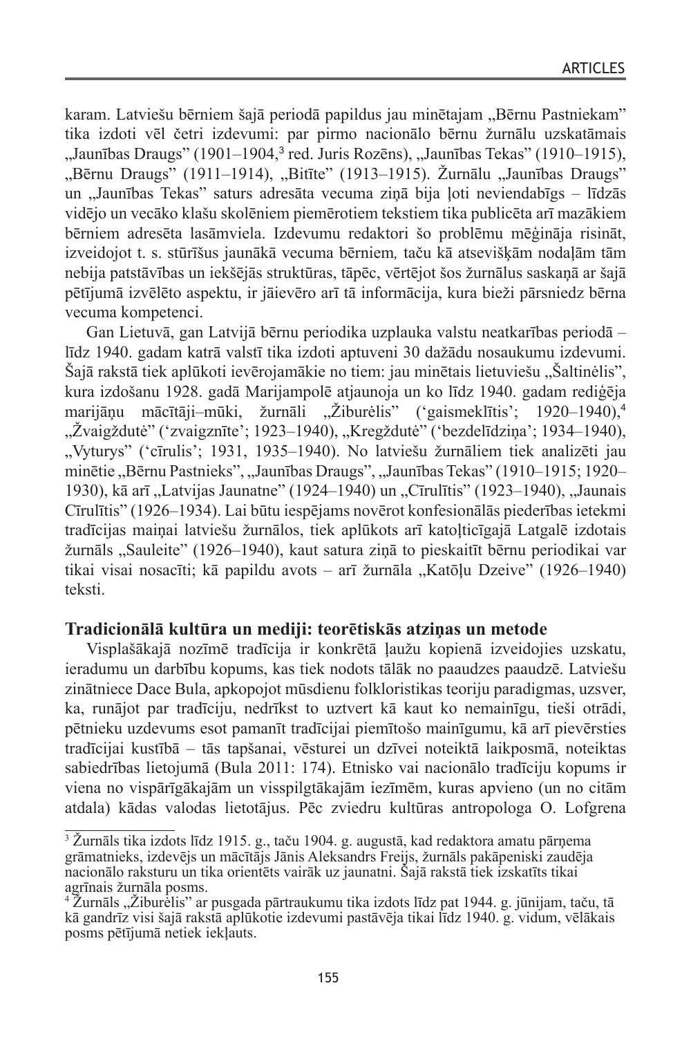karam. Latviešu bērniem šajā periodā papildus jau minētajam „Bērnu Pastniekam" tika izdoti vēl četri izdevumi: par pirmo nacionālo bērnu žurnālu uzskatāmais „Jaunības Draugs" (1901–1904,[3] red. Juris Rozēns), „Jaunības Tekas" (1910–1915), „Bērnu Draugs" (1911–1914), „Bitīte" (1913–1915). Žurnālu „Jaunības Draugs" un „Jaunības Tekas" saturs adresāta vecuma ziņā bija ļoti neviendabīgs – līdzās vidējo un vecāko klašu skolēniem piemērotiem tekstiem tika publicēta arī mazākiem bērniem adresēta lasāmviela. Izdevumu redaktori šo problēmu mēģināja risināt, izveidojot t. s. stūrīšus jaunākā vecuma bērniem, taču kā atsevišķām nodaļām tām nebija patstāvības un iekšējās struktūras, tāpēc, vērtējot šos žurnālus saskaņā ar šajā pētījumā izvēlēto aspektu, ir jāievēro arī tā informācija, kura bieži pārsniedz bērna vecuma kompetenci.

Gan Lietuvā, gan Latvijā bērnu periodika uzplauka valstu neatkarības periodā – līdz 1940. gadam katrā valstī tika izdoti aptuveni 30 dažādu nosaukumu izdevumi. Šajā rakstā tiek aplūkoti ievērojamākie no tiem: jau minētais lietuviešu „Šaltinėlis", kura izdošanu 1928. gadā Marijampolē atjaunoja un ko līdz 1940. gadam rediģēja marijāņu mācītāji–mūki, žurnāli „Žiburėlis" ('gaismeklītis'; 1920–1940),[4] „Žvaigždutė" ('zvaigznīte'; 1923–1940), „Kregždutė" ('bezdelīdziņa'; 1934–1940), „Vyturys" ('cīrulis'; 1931, 1935–1940). No latviešu žurnāliem tiek analizēti jau minētie „Bērnu Pastnieks", „Jaunības Draugs", „Jaunības Tekas" (1910–1915; 1920–1930), kā arī „Latvijas Jaunatne" (1924–1940) un „Cīrulītis" (1923–1940), „Jaunais Cīrulītis" (1926–1934). Lai būtu iespējams novērot konfesionālās piederības ietekmi tradīcijas maiņai latviešu žurnālos, tiek aplūkots arī katoļticīgajā Latgalē izdotais žurnāls „Sauleite" (1926–1940), kaut satura ziņā to pieskaitīt bērnu periodikai var tikai visai nosacīti; kā papildu avots – arī žurnāla „Katōļu Dzeive" (1926–1940) teksti.

## Tradicionālā kultūra un mediji: teorētiskās atziņas un metode

Visplašākajā nozīmē tradīcija ir konkrētā ļaužu kopienā izveidojies uzskatu, ieradumu un darbību kopums, kas tiek nodots tālāk no paaudzes paaudzē. Latviešu zinātniece Dace Bula, apkopojot mūsdienu folkloristikas teoriju paradigmas, uzsver, ka, runājot par tradīciju, nedrīkst to uztvert kā kaut ko nemainīgu, tieši otrādi, pētnieku uzdevums esot pamanīt tradīcijai piemītošo mainīgumu, kā arī pievērsties tradīcijai kustībā – tās tapšanai, vēsturei un dzīvei noteiktā laikposmā, noteiktas sabiedrības lietojumā (Bula 2011: 174). Etnisko vai nacionālo tradīciju kopums ir viena no vispārīgākajām un visspilgtākajām iezīmēm, kuras apvieno (un no citām atdala) kādas valodas lietotājus. Pēc zviedru kultūras antropologa O. Lofgrena

---

[3] Žurnāls tika izdots līdz 1915. g., taču 1904. g. augustā, kad redaktora amatu pārņema grāmatnieks, izdevējs un mācītājs Jānis Aleksandrs Freijs, žurnāls pakāpeniski zaudēja nacionālo raksturu un tika orientēts vairāk uz jaunatni. Šajā rakstā tiek izskatīts tikai agrīnais žurnāla posms.

[4] Žurnāls „Žiburėlis" ar pusgada pārtraukumu tika izdots līdz pat 1944. g. jūnijam, taču, tā kā gandrīz visi šajā rakstā aplūkotie izdevumi pastāvēja tikai līdz 1940. g. vidum, vēlākais posms pētījumā netiek iekļauts.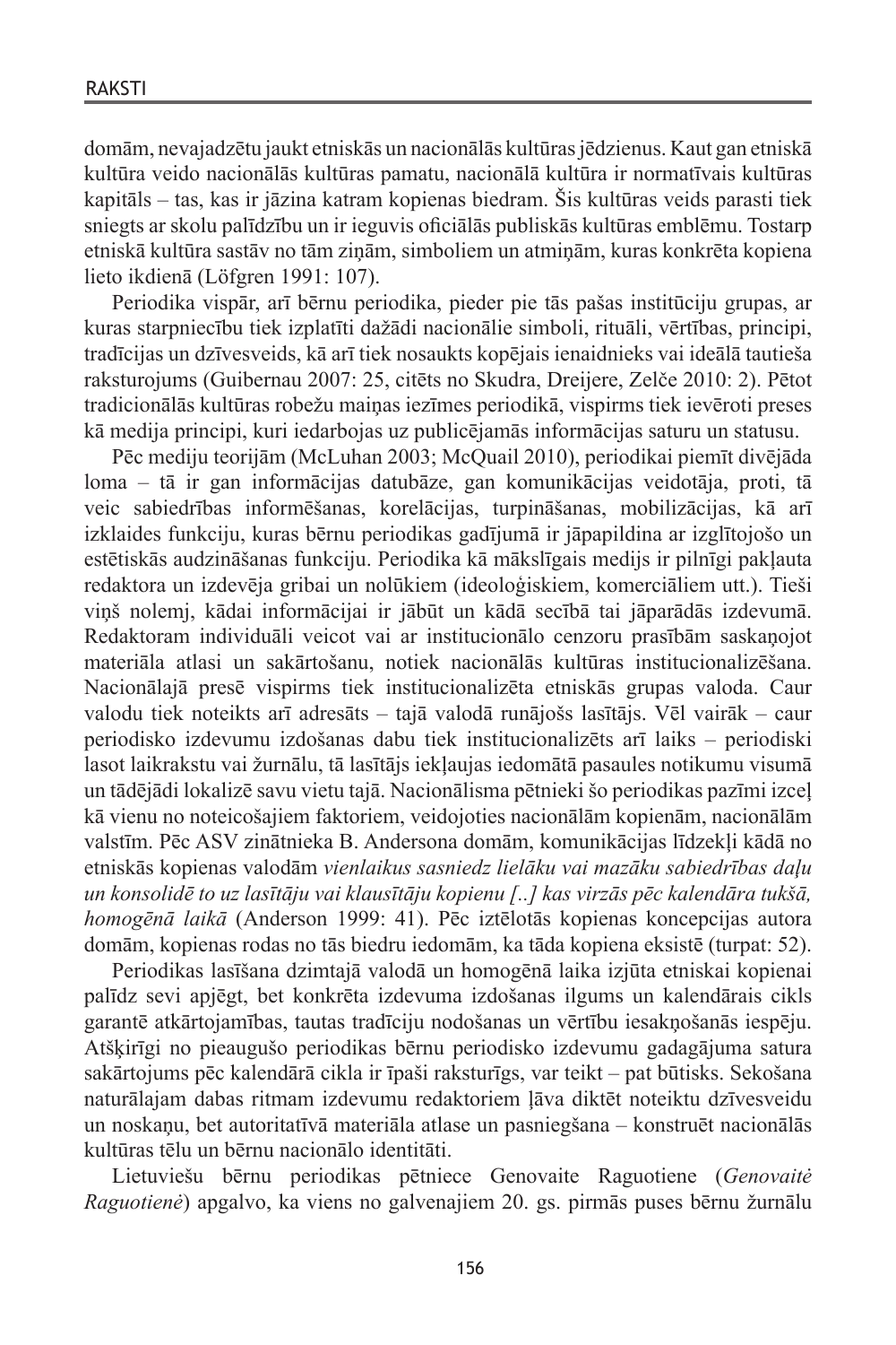domām, nevajadzētu jaukt etniskās un nacionālās kultūras jēdzienus. Kaut gan etniskā kultūra veido nacionālās kultūras pamatu, nacionālā kultūra ir normatīvais kultūras kapitāls – tas, kas ir jāzina katram kopienas biedram. Šis kultūras veids parasti tiek sniegts ar skolu palīdzību un ir ieguvis oficiālās publiskās kultūras emblēmu. Tostarp etniskā kultūra sastāv no tām ziņām, simboliem un atmiņām, kuras konkrētā kopiena lieto ikdienā (Löfgren 1991: 107).

Periodika vispār, arī bērnu periodika, pieder pie tās pašas institūciju grupas, ar kuras starpniecību tiek izplatīti dažādi nacionālie simboli, rituāli, vērtības, principi, tradīcijas un dzīvesveids, kā arī tiek nosaukts kopējais ienaidnieks vai ideālā tautieša raksturojums (Guibernau 2007: 25, citēts no Skudra, Dreijere, Zelče 2010: 2). Pētot tradicionālās kultūras robežu maiņas iezīmes periodikā, vispirms tiek ievēroti preses kā medija principi, kuri iedarbojas uz publicējamās informācijas saturu un statusu.

Pēc mediju teorijām (McLuhan 2003; McQuail 2010), periodikai piemīt divējāda loma – tā ir gan informācijas datubāze, gan komunikācijas veidotāja, proti, tā veic sabiedrības informēšanas, korelācijas, turpināšanas, mobilizācijas, kā arī izklaides funkciju, kuras bērnu periodikas gadījumā ir jāpapildina ar izglītojošo un estētiskās audzināšanas funkciju. Periodika kā mākslīgais medijs ir pilnīgi pakļauta redaktora un izdevēja gribai un nolūkiem (ideoloģiskiem, komerciāliem utt.). Tieši viņš nolemj, kādai informācijai ir jābūt un kādā secībā tai jāparādās izdevumā. Redaktoram individuāli veicot vai ar institucionālo cenzoru prasībām saskaņojot materiāla atlasi un sakārtošanu, notiek nacionālās kultūras institucionalizēšana. Nacionālajā presē vispirms tiek institucionalizēta etniskās grupas valoda. Caur valodu tiek noteikts arī adresāts – tajā valodā runājošs lasītājs. Vēl vairāk – caur periodisko izdevumu izdošanas dabu tiek institucionalizēts arī laiks – periodiski lasot laikrakstu vai žurnālu, tā lasītājs iekļaujas iedomātā pasaules notikumu visumā un tādējādi lokalizē savu vietu tajā. Nacionālisma pētnieki šo periodikas pazīmi izceļ kā vienu no noteicošajiem faktoriem, veidojoties nacionālām kopienām, nacionālām valstīm. Pēc ASV zinātnieka B. Andersona domām, komunikācijas līdzekļi kādā no etniskās kopienas valodām *vienlaikus sasniedz lielāku vai mazāku sabiedrības daļu un konsolidē to uz lasītāju vai klausītāju kopienu [..] kas virzās pēc kalendāra tukšā, homogēnā laikā* (Anderson 1999: 41). Pēc iztēlotās kopienas koncepcijas autora domām, kopienas rodas no tās biedru iedomām, ka tāda kopiena eksistē (turpat: 52).

Periodikas lasīšana dzimtajā valodā un homogēnā laika izjūta etniskai kopienai palīdz sevi apjēgt, bet konkrētā izdevuma izdošanas ilgums un kalendārais cikls garantē atkārtojamības, tautas tradīciju nodošanas un vērtību iesakņošanās iespēju. Atšķirīgi no pieaugušo periodikas bērnu periodisko izdevumu gadagājuma satura sakārtojums pēc kalendārā cikla ir īpaši raksturīgs, var teikt – pat būtisks. Sekošana naturālajam dabas ritmam izdevumu redaktoriem ļāva diktēt noteiktu dzīvesveidu un noskaņu, bet autoritatīvā materiāla atlase un pasniegšana – konstruēt nacionālās kultūras tēlu un bērnu nacionālo identitāti.

Lietuviešu bērnu periodikas pētniece Genovaite Raguotiene (*Genovaitė Raguotienė*) apgalvo, ka viens no galvenajiem 20. gs. pirmās puses bērnu žurnālu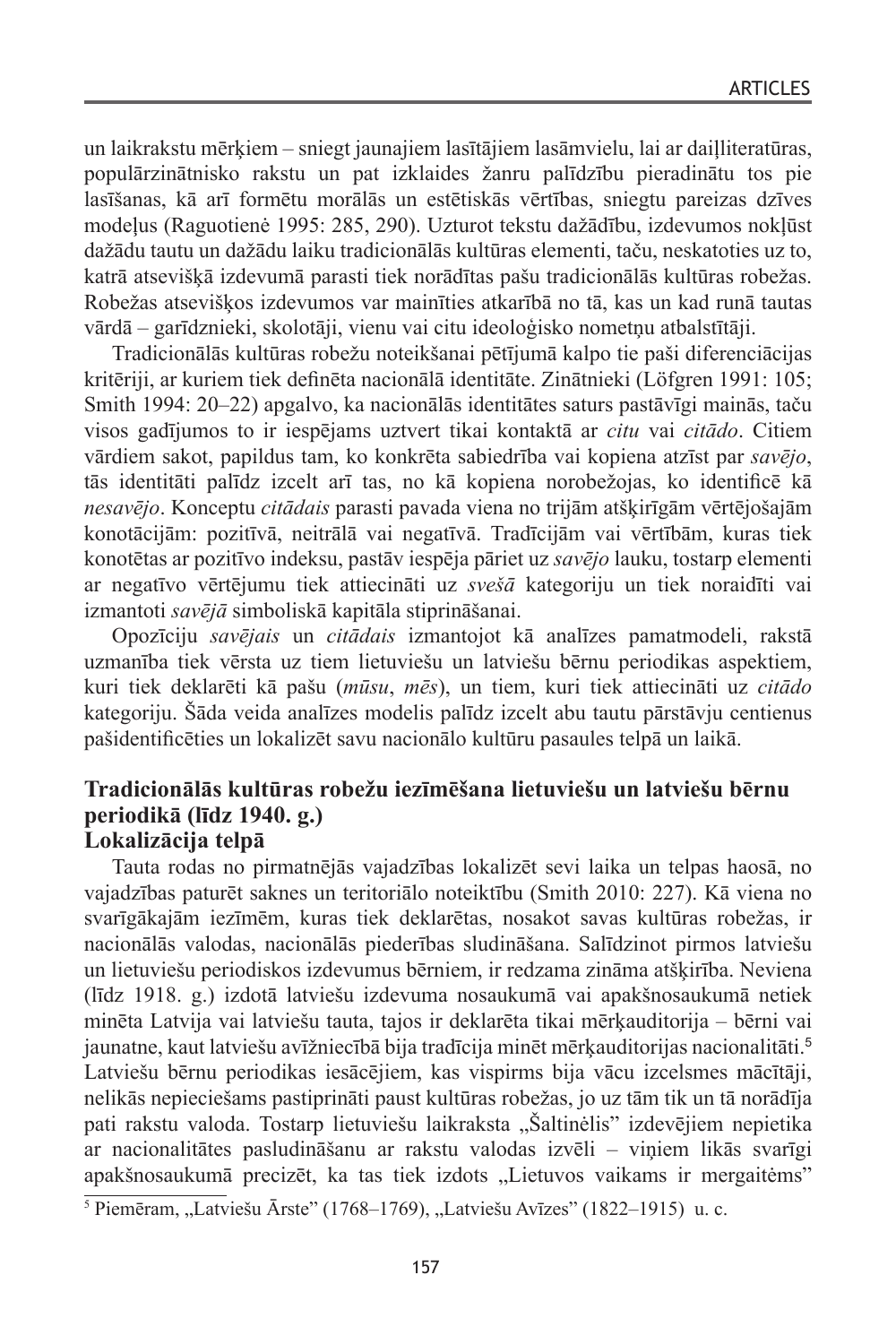un laikrakstu mērķiem – sniegt jaunajiem lasītājiem lasāmvielu, lai ar daiļliteratūras, populārzinātnisko rakstu un pat izklaides žanru palīdzību pieradinātu tos pie lasīšanas, kā arī formētu morālās un estētiskās vērtības, sniegtu pareizas dzīves modeļus (Raguotienė 1995: 285, 290). Uzturot tekstu dažādību, izdevumos nokļūst dažādu tautu un dažādu laiku tradicionālās kultūras elementi, taču, neskatoties uz to, katrā atsevišķā izdevumā parasti tiek norādītas pašu tradicionālās kultūras robežas. Robežas atsevišķos izdevumos var mainīties atkarībā no tā, kas un kad runā tautas vārdā – garīdznieki, skolotāji, vienu vai citu ideoloģisko nometņu atbalstītāji.

Tradicionālās kultūras robežu noteikšanai pētījumā kalpo tie paši diferenciācijas kritēriji, ar kuriem tiek definēta nacionālā identitāte. Zinātnieki (Löfgren 1991: 105; Smith 1994: 20–22) apgalvo, ka nacionālās identitātes saturs pastāvīgi mainās, taču visos gadījumos to ir iespējams uztvert tikai kontaktā ar *citu* vai *citādo*. Citiem vārdiem sakot, papildus tam, ko konkrēta sabiedrība vai kopiena atzīst par *savējo*, tās identitāti palīdz izcelt arī tas, no kā kopiena norobežojas, ko identificē kā *nesavējo*. Konceptu *citādais* parasti pavada viena no trijām atšķirīgām vērtējošajām konotācijām: pozitīvā, neitrālā vai negatīvā. Tradīcijām vai vērtībām, kuras tiek konotētas ar pozitīvo indeksu, pastāv iespēja pāriet uz *savējo* lauku, tostarp elementi ar negatīvo vērtējumu tiek attiecināti uz *svešā* kategoriju un tiek noraidīti vai izmantoti *savējā* simboliskā kapitāla stiprināšanai.

Opozīciju *savējais* un *citādais* izmantojot kā analīzes pamatmodeli, rakstā uzmanība tiek vērsta uz tiem lietuviešu un latviešu bērnu periodikas aspektiem, kuri tiek deklarēti kā pašu (*mūsu*, *mēs*), un tiem, kuri tiek attiecināti uz *citādo* kategoriju. Šāda veida analīzes modelis palīdz izcelt abu tautu pārstāvju centienus pašidentificēties un lokalizēt savu nacionālo kultūru pasaules telpā un laikā.

## Tradicionālās kultūras robežu iezīmēšana lietuviešu un latviešu bērnu periodikā (līdz 1940. g.)

### Lokalizācija telpā

Tauta rodas no pirmatnējās vajadzības lokalizēt sevi laika un telpas haosā, no vajadzības paturēt saknes un teritoriālo noteiktību (Smith 2010: 227). Kā viena no svarīgākajām iezīmēm, kuras tiek deklarētas, nosakot savas kultūras robežas, ir nacionālās valodas, nacionālās piederības sludināšana. Salīdzinot pirmos latviešu un lietuviešu periodiskos izdevumus bērniem, ir redzama zināma atšķirība. Neviena (līdz 1918. g.) izdotā latviešu izdevuma nosaukumā vai apakšnosaukumā netiek minēta Latvija vai latviešu tauta, tajos ir deklarēta tikai mērķauditorija – bērni vai jaunatne, kaut latviešu avīžniecībā bija tradīcija minēt mērķauditorijas nacionalitāti.[5] Latviešu bērnu periodikas iesācējiem, kas vispirms bija vācu izcelsmes mācītāji, nelikās nepieciešams pastiprināti paust kultūras robežas, jo uz tām tik un tā norādīja pati rakstu valoda. Tostarp lietuviešu laikraksta „Šaltinėlis" izdevējiem nepietika ar nacionalitātes pasludināšanu ar rakstu valodas izvēli – viņiem likās svarīgi apakšnosaukumā precizēt, ka tas tiek izdots „Lietuvos vaikams ir mergaitėms"

[5] Piemēram, „Latviešu Ārste" (1768–1769), „Latviešu Avīzes" (1822–1915) u. c.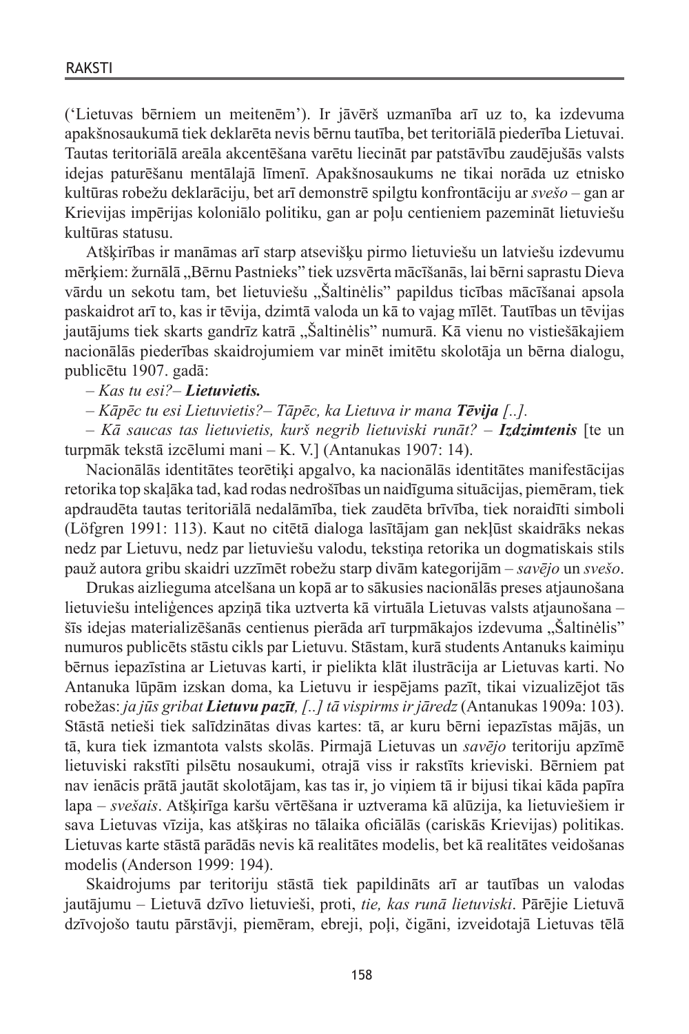('Lietuvas bērniem un meitenēm'). Ir jāvērš uzmanība arī uz to, ka izdevuma apakšnosaukumā tiek deklarēta nevis bērnu tautība, bet teritoriālā piederība Lietuvai. Tautas teritoriālā areāla akcentēšana varētu liecināt par patstāvību zaudējušās valsts idejas paturēšanu mentālajā līmenī. Apakšnosaukums ne tikai norāda uz etnisko kultūras robežu deklarāciju, bet arī demonstrē spilgtu konfrontāciju ar *svešo* – gan ar Krievijas impērijas koloniālo politiku, gan ar poļu centieniem pazemināt lietuviešu kultūras statusu.

Atšķirības ir manāmas arī starp atsevišķu pirmo lietuviešu un latviešu izdevumu mērķiem: žurnālā „Bērnu Pastnieks" tiek uzsvērta mācīšanās, lai bērni saprastu Dieva vārdu un sekotu tam, bet lietuviešu „Šaltinėlis" papildus ticības mācīšanai apsola paskaidrot arī to, kas ir tēvija, dzimtā valoda un kā to vajag mīlēt. Tautības un tēvijas jautājums tiek skarts gandrīz katrā „Šaltinėlis" numurā. Kā vienu no vistiešākajiem nacionālās piederības skaidrojumiem var minēt imitētu skolotāja un bērna dialogu, publicētu 1907. gadā:

– *Kas tu esi?– **Lietuvietis.***

– *Kāpēc tu esi Lietuvietis?– Tāpēc, ka Lietuva ir mana **Tēvija** [..].*

– *Kā saucas tas lietuvietis, kurš negrib lietuviski runāt?* – ***Izdzimtenis*** [te un turpmāk tekstā izcēlumi mani – K. V.] (Antanukas 1907: 14).

Nacionālās identitātes teorētiķi apgalvo, ka nacionālās identitātes manifestācijas retorika top skaļāka tad, kad rodas nedrošības un naidīguma situācijas, piemēram, tiek apdraudēta tautas teritoriālā nedalāmība, tiek zaudēta brīvība, tiek noraidīti simboli (Löfgren 1991: 113). Kaut no citētā dialoga lasītājam gan nekļūst skaidrāks nekas nedz par Lietuvu, nedz par lietuviešu valodu, tekstiņa retorika un dogmatiskais stils pauž autora gribu skaidri uzzīmēt robežu starp divām kategorijām – *savējo* un *svešo*.

Drukas aizlieguma atcelšana un kopā ar to sākusies nacionālās preses atjaunošana lietuviešu inteliģences apziņā tika uztverta kā virtuāla Lietuvas valsts atjaunošana – šīs idejas materializēšanās centienus pierāda arī turpmākajos izdevuma „Šaltinėlis" numuros publicēts stāstu cikls par Lietuvu. Stāstam, kurā students Antanuks kaimiņu bērnus iepazīstina ar Lietuvas karti, ir pielikta klāt ilustrācija ar Lietuvas karti. No Antanuka lūpām izskan doma, ka Lietuvu ir iespējams pazīt, tikai vizualizējot tās robežas: *ja jūs gribat **Lietuvu pazīt**, [..] tā vispirms ir jāredz* (Antanukas 1909a: 103). Stāstā netieši tiek salīdzinātas divas kartes: tā, ar kuru bērni iepazīstas mājās, un tā, kura tiek izmantota valsts skolās. Pirmajā Lietuvas un *savējo* teritoriju apzīmē lietuviski rakstīti pilsētu nosaukumi, otrajā viss ir rakstīts krieviski. Bērniem pat nav ienācis prātā jautāt skolotājam, kas tas ir, jo viņiem tā ir bijusi tikai kāda papīra lapa – *svešais*. Atšķirīga karšu vērtēšana ir uztverama kā alūzija, ka lietuviešiem ir sava Lietuvas vīzija, kas atšķiras no tālaika oficiālās (cariskās Krievijas) politikas. Lietuvas karte stāstā parādās nevis kā realitātes modelis, bet kā realitātes veidošanas modelis (Anderson 1999: 194).

Skaidrojums par teritoriju stāstā tiek papildināts arī ar tautības un valodas jautājumu – Lietuvā dzīvo lietuvieši, proti, *tie, kas runā lietuviski*. Pārējie Lietuvā dzīvojošo tautu pārstāvji, piemēram, ebreji, poļi, čigāni, izveidotajā Lietuvas tēlā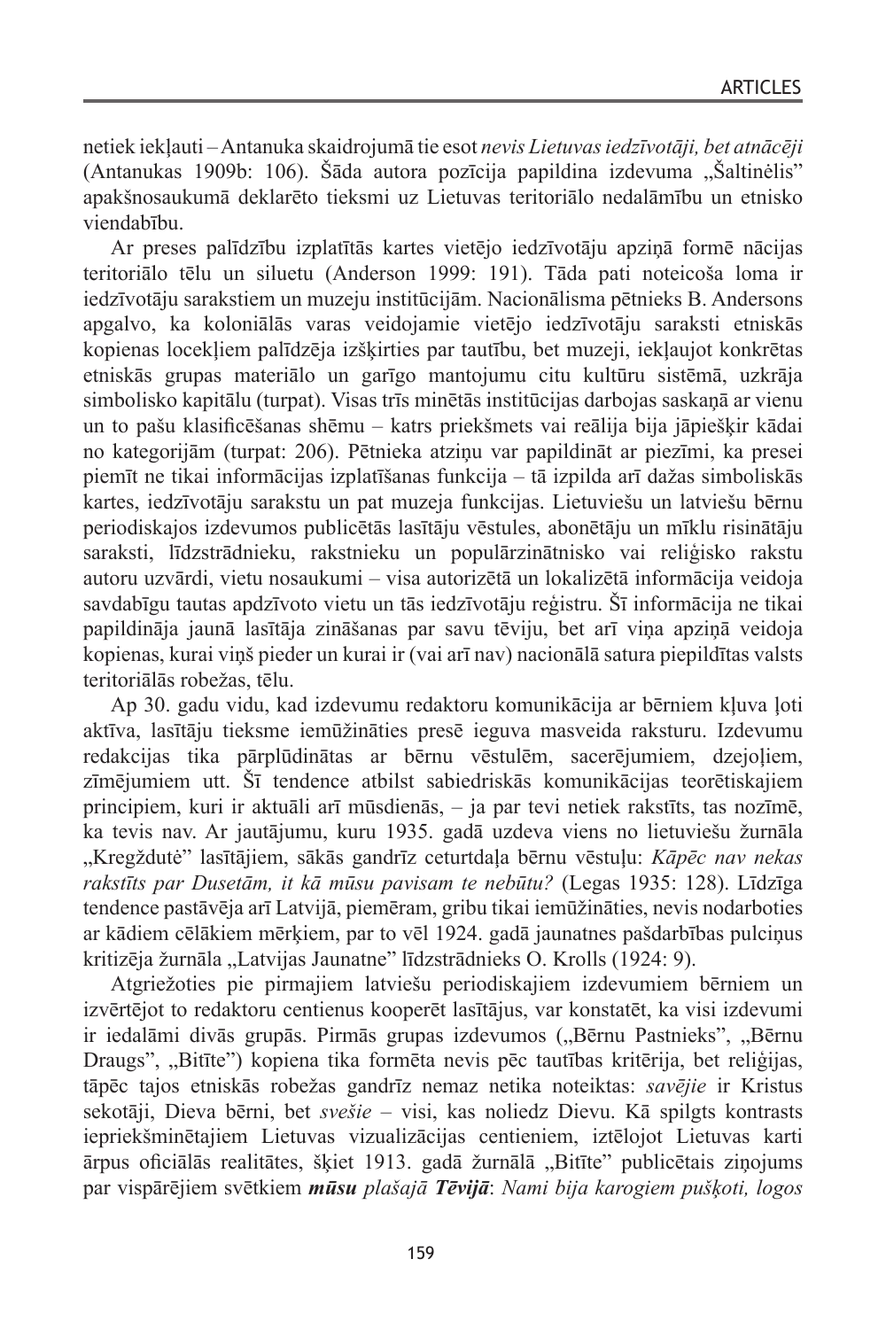netiek iekļauti – Antanuka skaidrojumā tie esot *nevis Lietuvas iedzīvotāji, bet atnācēji* (Antanukas 1909b: 106). Šāda autora pozīcija papildina izdevuma „Šaltinėlis" apakšnosaukumā deklarēto tieksmi uz Lietuvas teritoriālo nedalāmību un etnisko viendabību.

Ar preses palīdzību izplatītās kartes vietējo iedzīvotāju apziņā formē nācijas teritoriālo tēlu un siluetu (Anderson 1999: 191). Tāda pati noteicoša loma ir iedzīvotāju sarakstiem un muzeju institūcijām. Nacionālisma pētnieks B. Andersons apgalvo, ka koloniālās varas veidojamie vietējo iedzīvotāju saraksti etniskās kopienas locekļiem palīdzēja izšķirties par tautību, bet muzeji, iekļaujot konkrētas etniskās grupas materiālo un garīgo mantojumu citu kultūru sistēmā, uzkrāja simbolisko kapitālu (turpat). Visas trīs minētās institūcijas darbojas saskaņā ar vienu un to pašu klasificēšanas shēmu – katrs priekšmets vai reālija bija jāpiešķir kādai no kategorijām (turpat: 206). Pētnieka atziņu var papildināt ar piezīmi, ka presei piemīt ne tikai informācijas izplatīšanas funkcija – tā izpilda arī dažas simboliskās kartes, iedzīvotāju sarakstu un pat muzeja funkcijas. Lietuviešu un latviešu bērnu periodiskajos izdevumos publicētās lasītāju vēstules, abonētāju un mīklu risinātāju saraksti, līdzstrādnieku, rakstnieku un populārzinātnisko vai reliģisko rakstu autoru uzvārdi, vietu nosaukumi – visa autorizētā un lokalizētā informācija veidoja savdabīgu tautas apdzīvoto vietu un tās iedzīvotāju reģistru. Šī informācija ne tikai papildināja jaunā lasītāja zināšanas par savu tēviju, bet arī viņa apziņā veidoja kopienas, kurai viņš pieder un kurai ir (vai arī nav) nacionālā satura piepildītas valsts teritoriālās robežas, tēlu.

Ap 30. gadu vidu, kad izdevumu redaktoru komunikācija ar bērniem kļuva ļoti aktīva, lasītāju tieksme iemūžināties presē ieguva masveida raksturu. Izdevumu redakcijas tika pārplūdinātas ar bērnu vēstulēm, sacerējumiem, dzejoļiem, zīmējumiem utt. Šī tendence atbilst sabiedriskās komunikācijas teorētiskajiem principiem, kuri ir aktuāli arī mūsdienās, – ja par tevi netiek rakstīts, tas nozīmē, ka tevis nav. Ar jautājumu, kuru 1935. gadā uzdeva viens no lietuviešu žurnāla „Kregždutė" lasītājiem, sākās gandrīz ceturtdaļa bērnu vēstuļu: *Kāpēc nav nekas rakstīts par Dusetām, it kā mūsu pavisam te nebūtu?* (Legas 1935: 128). Līdzīga tendence pastāvēja arī Latvijā, piemēram, gribu tikai iemūžināties, nevis nodarboties ar kādiem cēlākiem mērķiem, par to vēl 1924. gadā jaunatnes pašdarbības pulciņus kritizēja žurnāla „Latvijas Jaunatne" līdzstrādnieks O. Krolls (1924: 9).

Atgriežoties pie pirmajiem latviešu periodiskajiem izdevumiem bērniem un izvērtējot to redaktoru centienus kooperēt lasītājus, var konstatēt, ka visi izdevumi ir iedalāmi divās grupās. Pirmās grupas izdevumos („Bērnu Pastnieks", „Bērnu Draugs", „Bitīte") kopiena tika formēta nevis pēc tautības kritērija, bet reliģijas, tāpēc tajos etniskās robežas gandrīz nemaz netika noteiktas: *savējie* ir Kristus sekotāji, Dieva bērni, bet *svešie* – visi, kas noliedz Dievu. Kā spilgts kontrasts iepriekšminētajiem Lietuvas vizualizācijas centieniem, iztēlojot Lietuvas karti ārpus oficiālās realitātes, šķiet 1913. gadā žurnālā „Bitīte" publicētais ziņojums par vispārējiem svētkiem ***mūsu** plašajā **Tēvijā***: *Nami bija karogiem pušķoti, logos*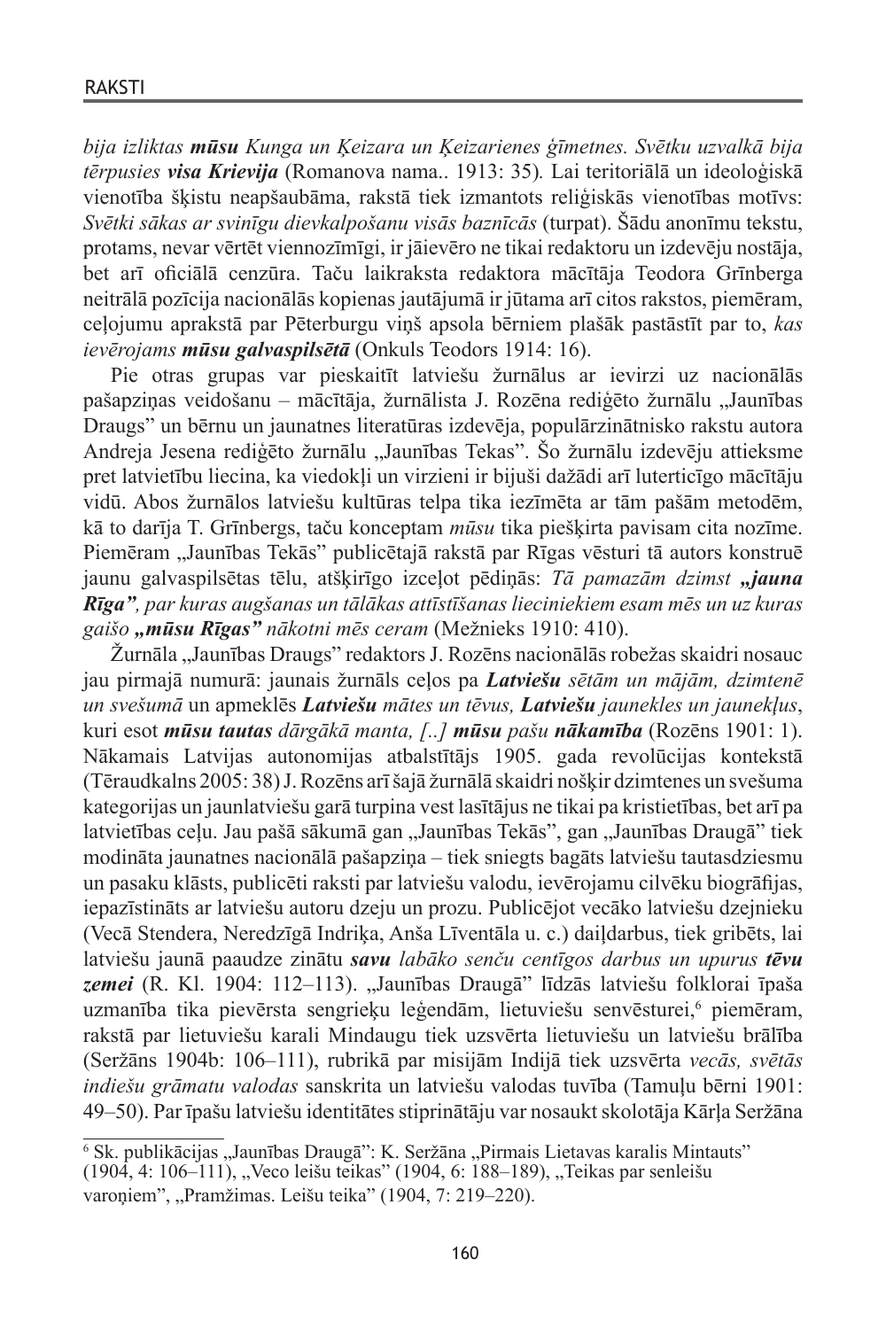*bija izliktas **mūsu** Kunga un Ķeizara un Ķeizarienes ģīmetnes. Svētku uzvalkā bija tērpusies **visa Krievija*** (Romanova nama.. 1913: 35)*.* Lai teritoriālā un ideoloģiskā vienotība šķistu neapšaubāma, rakstā tiek izmantots reliģiskās vienotības motīvs: *Svētki sākas ar svinīgu dievkalpošanu visās baznīcās* (turpat). Šādu anonīmu tekstu, protams, nevar vērtēt viennozīmīgi, ir jāievēro ne tikai redaktoru un izdevēju nostāja, bet arī oficiālā cenzūra. Taču laikraksta redaktora mācītāja Teodora Grīnberga neitrālā pozīcija nacionālās kopienas jautājumā ir jūtama arī citos rakstos, piemēram, ceļojumu aprakstā par Pēterburgu viņš apsola bērniem plašāk pastāstīt par to, *kas ievērojams **mūsu galvaspilsētā*** (Onkuls Teodors 1914: 16).

Pie otras grupas var pieskaitīt latviešu žurnālus ar ievirzi uz nacionālās pašapziņas veidošanu – mācītāja, žurnālista J. Rozēna rediģēto žurnālu „Jaunības Draugs" un bērnu un jaunatnes literatūras izdevēja, populārzinātnisko rakstu autora Andreja Jesena rediģēto žurnālu „Jaunības Tekas". Šo žurnālu izdevēju attieksme pret latvietību liecina, ka viedokļi un virzieni ir bijuši dažādi arī luterticīgo mācītāju vidū. Abos žurnālos latviešu kultūras telpa tika iezīmēta ar tām pašām metodēm, kā to darīja T. Grīnbergs, taču konceptam *mūsu* tika piešķirta pavisam cita nozīme. Piemēram „Jaunības Tekās" publicētajā rakstā par Rīgas vēsturi tā autors konstruē jaunu galvaspilsētas tēlu, atšķirīgo izceļot pēdiņās: *Tā pamazām dzimst **„jauna Rīga"**, par kuras augšanas un tālākas attīstīšanas lieciniekiem esam mēs un uz kuras gaišo **„mūsu Rīgas"** nākotni mēs ceram* (Mežnieks 1910: 410).

Žurnāla „Jaunības Draugs" redaktors J. Rozēns nacionālās robežas skaidri nosauc jau pirmajā numurā: jaunais žurnāls ceļos pa ***Latviešu** sētām un mājām, dzimtenē un svešumā* un apmeklēs ***Latviešu** mātes un tēvus, **Latviešu** jaunekles un jaunekļus*, kuri esot ***mūsu tautas** dārgākā manta, [..] **mūsu** pašu **nākamība*** (Rozēns 1901: 1). Nākamais Latvijas autonomijas atbalstītājs 1905. gada revolūcijas kontekstā (Tēraudkalns 2005: 38) J. Rozēns arī šajā žurnālā skaidri nošķir dzimtenes un svešuma kategorijas un jaunlatviešu garā turpina vest lasītājus ne tikai pa kristietības, bet arī pa latvietības ceļu. Jau pašā sākumā gan „Jaunības Tekās", gan „Jaunības Draugā" tiek modināta jaunatnes nacionālā pašapziņa – tiek sniegts bagāts latviešu tautasdziesmu un pasaku klāsts, publicēti raksti par latviešu valodu, ievērojamu cilvēku biogrāfijas, iepazīstināts ar latviešu autoru dzeju un prozu. Publicējot vecāko latviešu dzejnieku (Vecā Stendera, Neredzīgā Indriķa, Anša Līventāla u. c.) daiļdarbus, tiek gribēts, lai latviešu jaunā paaudze zinātu ***savu** labāko senču centīgos darbus un upurus **tēvu zemei*** (R. Kl. 1904: 112–113). „Jaunības Draugā" līdzās latviešu folklorai īpaša uzmanība tika pievērsta sengrieķu leģendām, lietuviešu senvēsturei,[6] piemēram, rakstā par lietuviešu karali Mindaugu tiek uzsvērta lietuviešu un latviešu brālība (Seržāns 1904b: 106–111), rubrikā par misijām Indijā tiek uzsvērta *vecās, svētās indiešu grāmatu valodas* sanskrita un latviešu valodas tuvība (Tamuļu bērni 1901: 49–50). Par īpašu latviešu identitātes stiprinātāju var nosaukt skolotāja Kārļa Seržāna

---

[6] Sk. publikācijas „Jaunības Draugā": K. Seržāna „Pirmais Lietavas karalis Mintauts" (1904, 4: 106–111), „Veco leišu teikas" (1904, 6: 188–189), „Teikas par senleišu varoņiem", „Pramžimas. Leišu teika" (1904, 7: 219–220).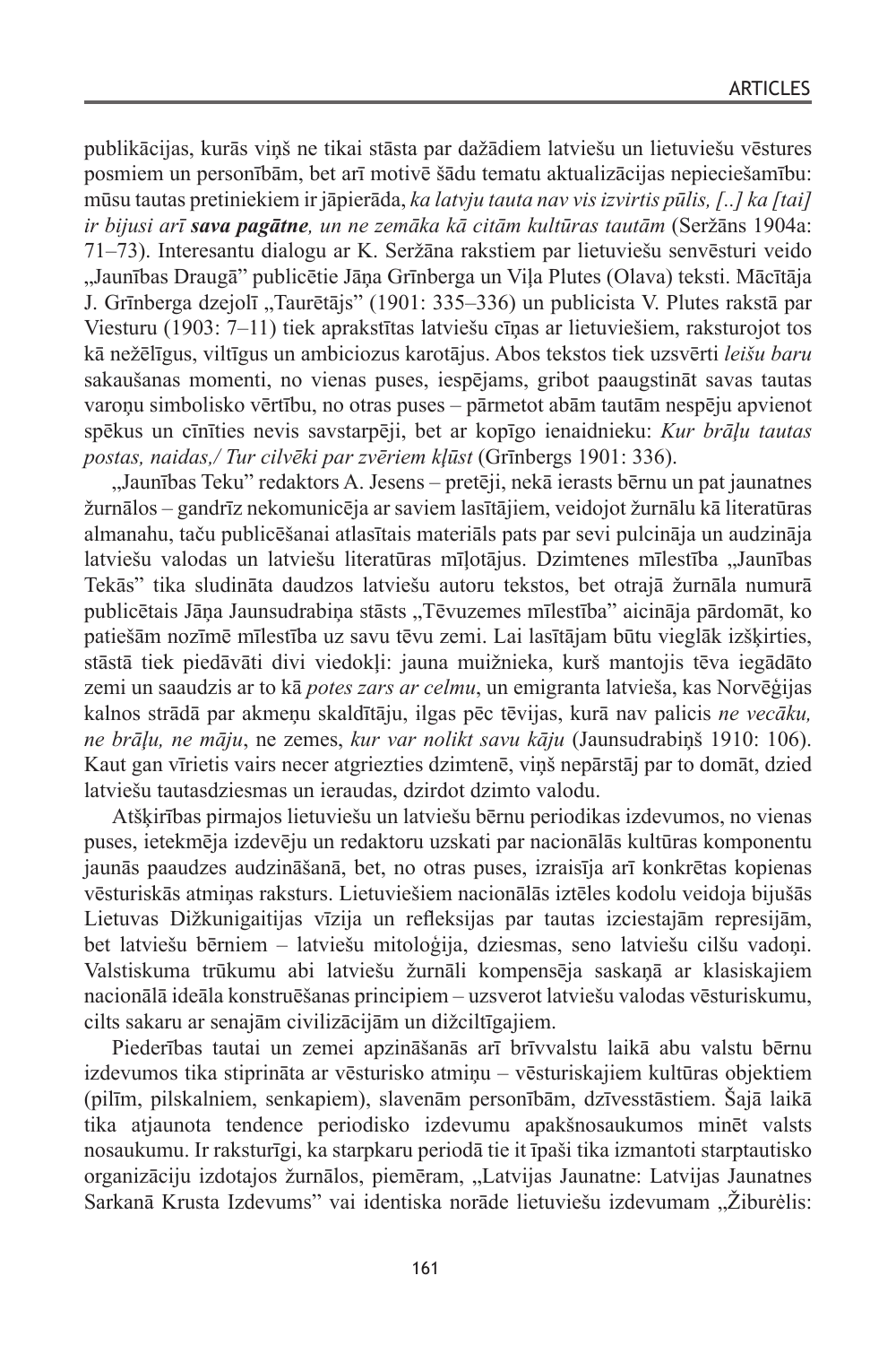publikācijas, kurās viņš ne tikai stāsta par dažādiem latviešu un lietuviešu vēstures posmiem un personībām, bet arī motivē šādu tematu aktualizācijas nepieciešamību: mūsu tautas pretiniekiem ir jāpierāda, *ka latvju tauta nav vis izvirtis pūlis, [..] ka [tai] ir bijusi arī **sava pagātne**, un ne zemāka kā citām kultūras tautām* (Seržāns 1904a: 71–73). Interesantu dialogu ar K. Seržāna rakstiem par lietuviešu senvēsturi veido „Jaunības Draugā" publicētie Jāņa Grīnberga un Viļa Plutes (Olava) teksti. Mācītāja J. Grīnberga dzejolī „Taurētājs" (1901: 335–336) un publicista V. Plutes rakstā par Viesturu (1903: 7–11) tiek aprakstītas latviešu cīņas ar lietuviešiem, raksturojot tos kā nežēlīgus, viltīgus un ambiciozus karotājus. Abos tekstos tiek uzsvērti *leišu baru* sakaušanas momenti, no vienas puses, iespējams, gribot paaugstināt savas tautas varoņu simbolisko vērtību, no otras puses – pārmetot abām tautām nespēju apvienot spēkus un cīnīties nevis savstarpēji, bet ar kopīgo ienaidnieku: *Kur brāļu tautas postas, naidas,/ Tur cilvēki par zvēriem kļūst* (Grīnbergs 1901: 336).

„Jaunības Teku" redaktors A. Jesens – pretēji, nekā ierasts bērnu un pat jaunatnes žurnālos – gandrīz nekomunicēja ar saviem lasītājiem, veidojot žurnālu kā literatūras almanahu, taču publicēšanai atlasītais materiāls pats par sevi pulcināja un audzināja latviešu valodas un latviešu literatūras mīļotājus. Dzimtenes mīlestība „Jaunības Tekās" tika sludināta daudzos latviešu autoru tekstos, bet otrajā žurnāla numurā publicētais Jāņa Jaunsudrabiņa stāsts „Tēvuzemes mīlestība" aicināja pārdomāt, ko patiešām nozīmē mīlestība uz savu tēvu zemi. Lai lasītājam būtu vieglāk izšķirties, stāstā tiek piedāvāti divi viedokļi: jauna muižnieka, kurš mantojis tēva iegādāto zemi un saaudzis ar to kā *potes zars ar celmu*, un emigranta latvieša, kas Norvēģijas kalnos strādā par akmeņu skaldītāju, ilgas pēc tēvijas, kurā nav palicis *ne vecāku, ne brāļu, ne māju*, ne zemes, *kur var nolikt savu kāju* (Jaunsudrabiņš 1910: 106). Kaut gan vīrietis vairs necer atgriezties dzimtenē, viņš nepārstāj par to domāt, dzied latviešu tautasdziesmas un ieraudas, dzirdot dzimto valodu.

Atšķirības pirmajos lietuviešu un latviešu bērnu periodikas izdevumos, no vienas puses, ietekmēja izdevēju un redaktoru uzskati par nacionālās kultūras komponentu jaunās paaudzes audzināšanā, bet, no otras puses, izraisīja arī konkrētas kopienas vēsturiskās atmiņas raksturs. Lietuviešiem nacionālās iztēles kodolu veidoja bijušās Lietuvas Dižkunigaitijas vīzija un refleksijas par tautas izciestajām represijām, bet latviešu bērniem – latviešu mitoloģija, dziesmas, seno latviešu cilšu vadoņi. Valstiskuma trūkumu abi latviešu žurnāli kompensēja saskaņā ar klasiskajiem nacionālā ideāla konstruēšanas principiem – uzsverot latviešu valodas vēsturiskumu, cilts sakaru ar senajām civilizācijām un dižciltīgajiem.

Piederības tautai un zemei apzināšanās arī brīvvalstu laikā abu valstu bērnu izdevumos tika stiprināta ar vēsturisko atmiņu – vēsturiskajiem kultūras objektiem (pilīm, pilskalniem, senkapiem), slavenām personībām, dzīvesstāstiem. Šajā laikā tika atjaunota tendence periodisko izdevumu apakšnosaukumos minēt valsts nosaukumu. Ir raksturīgi, ka starpkaru periodā tie it īpaši tika izmantoti starptautisko organizāciju izdotajos žurnālos, piemēram, „Latvijas Jaunatne: Latvijas Jaunatnes Sarkanā Krusta Izdevums" vai identiska norāde lietuviešu izdevumam „Žiburėlis: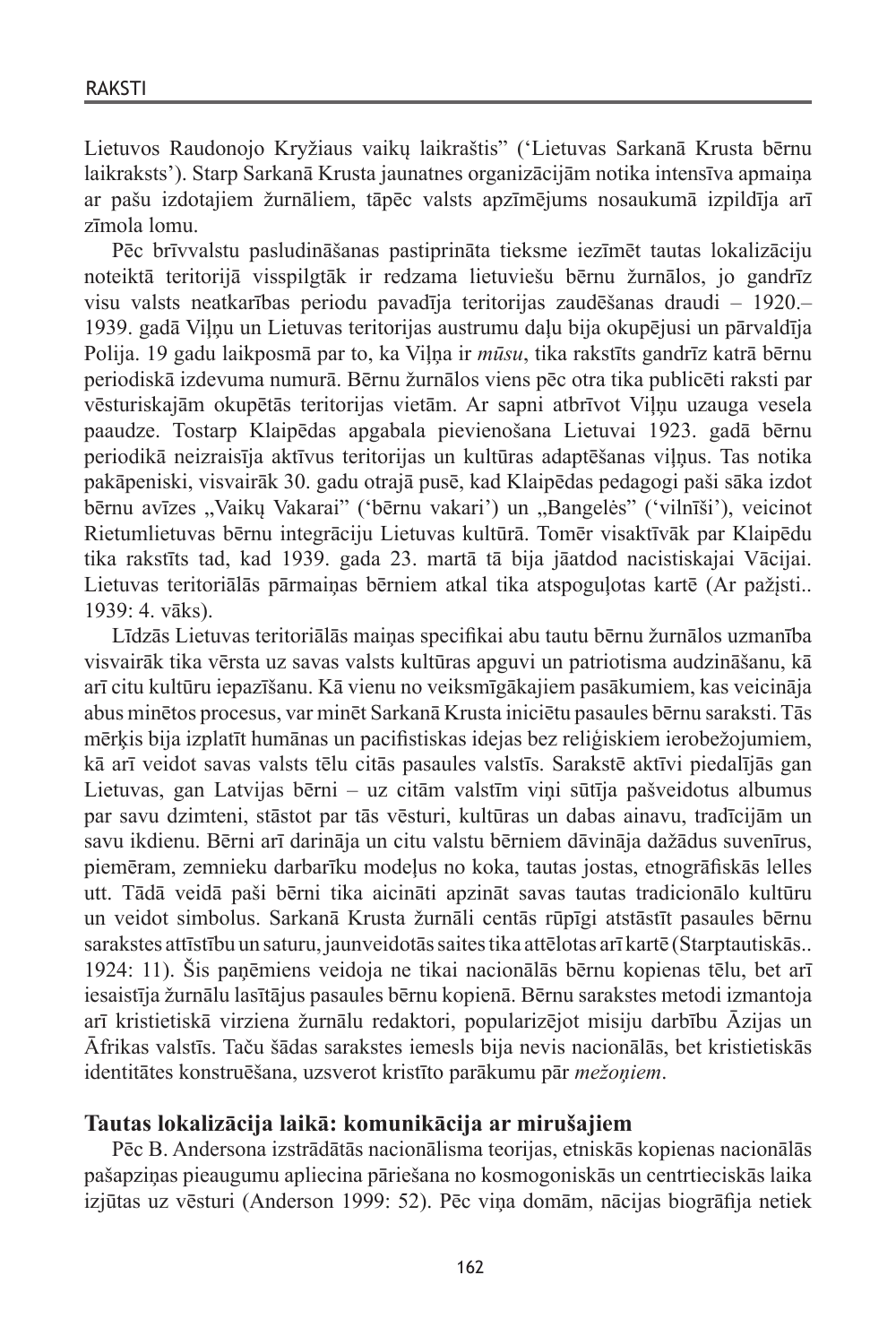Lietuvos Raudonojo Kryžiaus vaikų laikraštis" ('Lietuvas Sarkanā Krusta bērnu laikraksts'). Starp Sarkanā Krusta jaunatnes organizācijām notika intensīva apmaiņa ar pašu izdotajiem žurnāliem, tāpēc valsts apzīmējums nosaukumā izpildīja arī zīmola lomu.

Pēc brīvvalstu pasludināšanas pastiprināta tieksme iezīmēt tautas lokalizāciju noteiktā teritorijā visspilgtāk ir redzama lietuviešu bērnu žurnālos, jo gandrīz visu valsts neatkarības periodu pavadīja teritorijas zaudēšanas draudi – 1920.–1939. gadā Viļņu un Lietuvas teritorijas austrumu daļu bija okupējusi un pārvaldīja Polija. 19 gadu laikposmā par to, ka Viļņa ir *mūsu*, tika rakstīts gandrīz katrā bērnu periodiskā izdevuma numurā. Bērnu žurnālos viens pēc otra tika publicēti raksti par vēsturiskajām okupētās teritorijas vietām. Ar sapni atbrīvot Viļņu uzauga vesela paaudze. Tostarp Klaipēdas apgabala pievienošana Lietuvai 1923. gadā bērnu periodikā neizraisīja aktīvus teritorijas un kultūras adaptēšanas viļņus. Tas notika pakāpeniski, visvairāk 30. gadu otrajā pusē, kad Klaipēdas pedagogi paši sāka izdot bērnu avīzes „Vaikų Vakarai" ('bērnu vakari') un „Bangelės" ('vilnīši'), veicinot Rietumlietuvas bērnu integrāciju Lietuvas kultūrā. Tomēr visaktīvāk par Klaipēdu tika rakstīts tad, kad 1939. gada 23. martā tā bija jāatdod nacistiskajai Vācijai. Lietuvas teritoriālās pārmaiņas bērniem atkal tika atspoguļotas kartē (Ar pažįsti.. 1939: 4. vāks).

Līdzās Lietuvas teritoriālās maiņas specifikai abu tautu bērnu žurnālos uzmanība visvairāk tika vērsta uz savas valsts kultūras apguvi un patriotisma audzināšanu, kā arī citu kultūru iepazīšanu. Kā vienu no veiksmīgākajiem pasākumiem, kas veicināja abus minētos procesus, var minēt Sarkanā Krusta iniciētu pasaules bērnu saraksti. Tās mērķis bija izplatīt humānas un pacifistiskas idejas bez reliģiskiem ierobežojumiem, kā arī veidot savas valsts tēlu citās pasaules valstīs. Sarakstē aktīvi piedalījās gan Lietuvas, gan Latvijas bērni – uz citām valstīm viņi sūtīja pašveidotus albumus par savu dzimteni, stāstot par tās vēsturi, kultūras un dabas ainavu, tradīcijām un savu ikdienu. Bērni arī darināja un citu valstu bērniem dāvināja dažādus suvenīrus, piemēram, zemnieku darbarīku modeļus no koka, tautas jostas, etnogrāfiskās lelles utt. Tādā veidā paši bērni tika aicināti apzināt savas tautas tradicionālo kultūru un veidot simbolus. Sarkanā Krusta žurnāli centās rūpīgi atstāstīt pasaules bērnu sarakstes attīstību un saturu, jaunveidotās saites tika attēlotas arī kartē (Starptautiskās.. 1924: 11). Šis paņēmiens veidoja ne tikai nacionālās bērnu kopienas tēlu, bet arī iesaistīja žurnālu lasītājus pasaules bērnu kopienā. Bērnu sarakstes metodi izmantoja arī kristietiskā virziena žurnālu redaktori, popularizējot misiju darbību Āzijas un Āfrikas valstīs. Taču šādas sarakstes iemesls bija nevis nacionālās, bet kristietiskās identitātes konstruēšana, uzsverot kristīto parākumu pār *mežoņiem*.

## Tautas lokalizācija laikā: komunikācija ar mirušajiem

Pēc B. Andersona izstrādātās nacionālisma teorijas, etniskās kopienas nacionālās pašapziņas pieaugumu apliecina pāriešana no kosmogoniskās un centrtieciskās laika izjūtas uz vēsturi (Anderson 1999: 52). Pēc viņa domām, nācijas biogrāfija netiek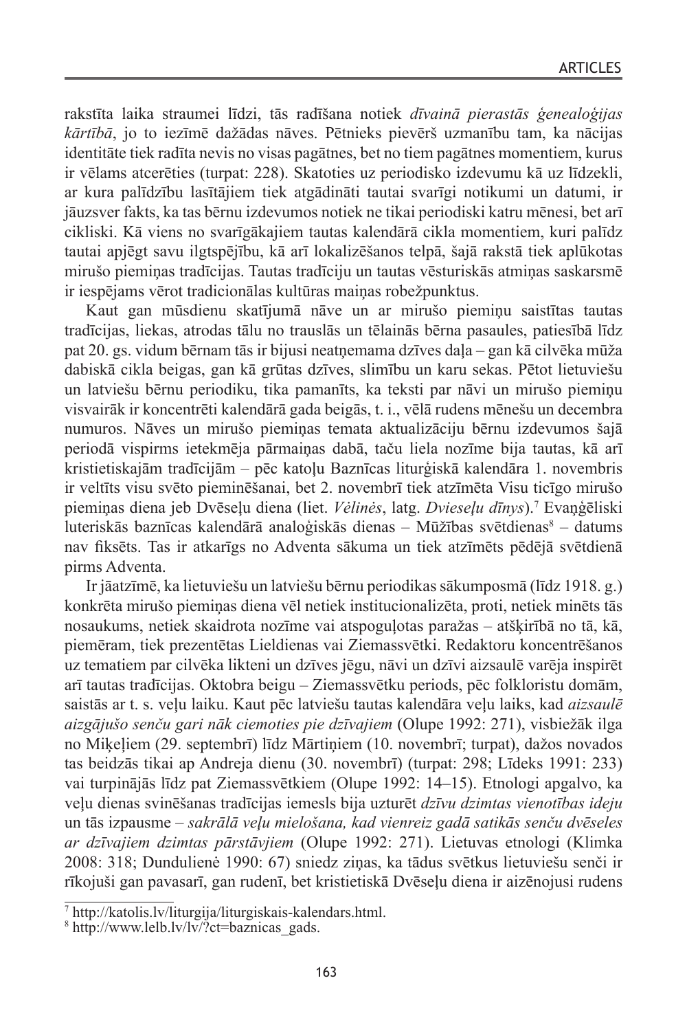rakstīta laika straumei līdzi, tās radīšana notiek *dīvainā pierastās ģenealoģijas kārtībā*, jo to iezīmē dažādas nāves. Pētnieks pievērš uzmanību tam, ka nācijas identitāte tiek radīta nevis no visas pagātnes, bet no tiem pagātnes momentiem, kurus ir vēlams atcerēties (turpat: 228). Skatoties uz periodisko izdevumu kā uz līdzekli, ar kura palīdzību lasītājiem tiek atgādināti tautai svarīgi notikumi un datumi, ir jāuzsver fakts, ka tas bērnu izdevumos notiek ne tikai periodiski katru mēnesi, bet arī cikliski. Kā viens no svarīgākajiem tautas kalendārā cikla momentiem, kuri palīdz tautai apjēgt savu ilgtspējību, kā arī lokalizēšanos telpā, šajā rakstā tiek aplūkotas mirušo piemiņas tradīcijas. Tautas tradīciju un tautas vēsturiskās atmiņas saskarsmē ir iespējams vērot tradicionālas kultūras maiņas robežpunktus.

Kaut gan mūsdienu skatījumā nāve un ar mirušo piemiņu saistītas tautas tradīcijas, liekas, atrodas tālu no trauslās un tēlainās bērna pasaules, patiesībā līdz pat 20. gs. vidum bērnam tās ir bijusi neatņemama dzīves daļa – gan kā cilvēka mūža dabiskā cikla beigas, gan kā grūtas dzīves, slimību un karu sekas. Pētot lietuviešu un latviešu bērnu periodiku, tika pamanīts, ka teksti par nāvi un mirušo piemiņu visvairāk ir koncentrēti kalendārā gada beigās, t. i., vēlā rudens mēnešu un decembra numuros. Nāves un mirušo piemiņas temata aktualizāciju bērnu izdevumos šajā periodā vispirms ietekmēja pārmaiņas dabā, taču liela nozīme bija tautas, kā arī kristietiskajām tradīcijām – pēc katoļu Baznīcas liturģiskā kalendāra 1. novembris ir veltīts visu svēto pieminēšanai, bet 2. novembrī tiek atzīmēta Visu ticīgo mirušo piemiņas diena jeb Dvēseļu diena (liet. *Vėlinės*, latg. *Dvieseļu dīnys*).[7] Evaņģēliski luteriskās baznīcas kalendārā analoģiskās dienas – Mūžības svētdienas[8] – datums nav fiksēts. Tas ir atkarīgs no Adventa sākuma un tiek atzīmēts pēdējā svētdienā pirms Adventa.

Ir jāatzīmē, ka lietuviešu un latviešu bērnu periodikas sākumposmā (līdz 1918. g.) konkrēta mirušo piemiņas diena vēl netiek institucionalizēta, proti, netiek minēts tās nosaukums, netiek skaidrota nozīme vai atspoguļotas paražas – atšķirībā no tā, kā, piemēram, tiek prezentētas Lieldienas vai Ziemassvētki. Redaktoru koncentrēšanos uz tematiem par cilvēka likteni un dzīves jēgu, nāvi un dzīvi aizsaulē varēja inspirēt arī tautas tradīcijas. Oktobra beigu – Ziemassvētku periods, pēc folkloristu domām, saistās ar t. s. veļu laiku. Kaut pēc latviešu tautas kalendāra veļu laiks, kad *aizsaulē aizgājušo senču gari nāk ciemoties pie dzīvajiem* (Olupe 1992: 271), visbiežāk ilga no Miķeļiem (29. septembrī) līdz Mārtiņiem (10. novembrī; turpat), dažos novados tas beidzās tikai ap Andreja dienu (30. novembrī) (turpat: 298; Līdeks 1991: 233) vai turpinājās līdz pat Ziemassvētkiem (Olupe 1992: 14–15). Etnologi apgalvo, ka veļu dienas svinēšanas tradīcijas iemesls bija uzturēt *dzīvu dzimtas vienotības ideju* un tās izpausme – *sakrālā veļu mielošana, kad vienreiz gadā satikās senču dvēseles ar dzīvajiem dzimtas pārstāvjiem* (Olupe 1992: 271). Lietuvas etnologi (Klimka 2008: 318; Dundulienė 1990: 67) sniedz ziņas, ka tādus svētkus lietuviešu senči ir rīkojuši gan pavasarī, gan rudenī, bet kristietiskā Dvēseļu diena ir aizēnojusi rudens

[7] http://katolis.lv/liturgija/liturgiskais-kalendars.html.

[8] http://www.lelb.lv/lv/?ct=baznicas_gads.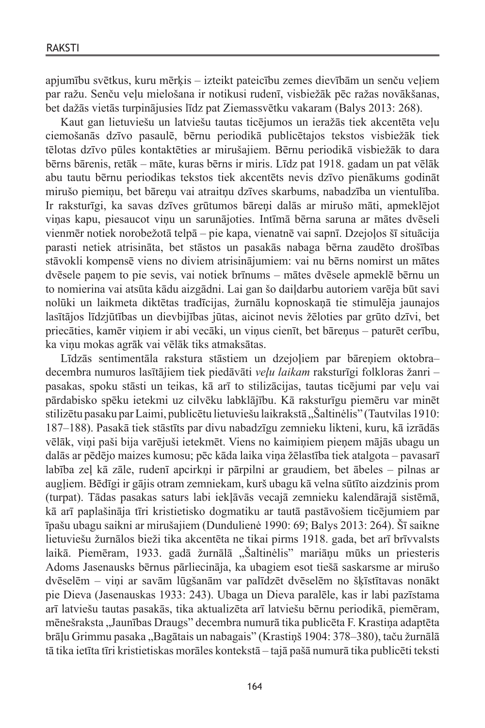apjumību svētkus, kuru mērķis – izteikt pateicību zemes dievībām un senču veļiem par ražu. Senču veļu mielošana ir notikusi rudenī, visbiežāk pēc ražas novākšanas, bet dažās vietās turpinājusies līdz pat Ziemassvētku vakaram (Balys 2013: 268).

Kaut gan lietuviešu un latviešu tautas ticējumos un ieražās tiek akcentēta veļu ciemošanās dzīvo pasaulē, bērnu periodikā publicētajos tekstos visbiežāk tiek tēlotas dzīvo pūles kontaktēties ar mirušajiem. Bērnu periodikā visbiežāk to dara bērns bārenis, retāk – māte, kuras bērns ir miris. Līdz pat 1918. gadam un pat vēlāk abu tautu bērnu periodikas tekstos tiek akcentēts nevis dzīvo pienākums godināt mirušo piemiņu, bet bāreņu vai atraitņu dzīves skarbums, nabadzība un vientulība. Ir raksturīgi, ka savas dzīves grūtumos bāreņi dalās ar mirušo māti, apmeklējot viņas kapu, piesaucot viņu un sarunājoties. Intīmā bērna saruna ar mātes dvēseli vienmēr notiek norobežotā telpā – pie kapa, vienatnē vai sapnī. Dzejoļos šī situācija parasti netiek atrisināta, bet stāstos un pasakās nabaga bērna zaudēto drošības stāvokli kompensē viens no diviem atrisinājumiem: vai nu bērns nomirst un mātes dvēsele paņem to pie sevis, vai notiek brīnums – mātes dvēsele apmeklē bērnu un to nomierina vai atsūta kādu aizgādni. Lai gan šo daiļdarbu autoriem varēja būt savi nolūki un laikmeta diktētas tradīcijas, žurnālu kopnoskaņā tie stimulēja jaunajos lasītājos līdzjūtības un dievbijības jūtas, aicinot nevis žēloties par grūto dzīvi, bet priecāties, kamēr viņiem ir abi vecāki, un viņus cienīt, bet bāreņus – paturēt cerību, ka viņu mokas agrāk vai vēlāk tiks atmaksātas.

Līdzās sentimentāla rakstura stāstiem un dzejoļiem par bāreņiem oktobra–decembra numuros lasītājiem tiek piedāvāti *veļu laikam* raksturīgi folkloras žanri – pasakas, spoku stāsti un teikas, kā arī to stilizācijas, tautas ticējumi par veļu vai pārdabisko spēku ietekmi uz cilvēku labklājību. Kā raksturīgu piemēru var minēt stilizētu pasaku par Laimi, publicētu lietuviešu laikrakstā „Šaltinėlis" (Tautvilas 1910: 187–188). Pasakā tiek stāstīts par divu nabadzīgu zemnieku likteni, kuru, kā izrādās vēlāk, viņi paši bija varējuši ietekmēt. Viens no kaimiņiem pieņem mājās ubagu un dalās ar pēdējo maizes kumosu; pēc kāda laika viņa žēlastība tiek atalgota – pavasarī labība zeļ kā zāle, rudenī apcirkņi ir pārpilni ar graudiem, bet ābeles – pilnas ar augļiem. Bēdīgi ir gājis otram zemniekam, kurš ubagu kā velna sūtīto aizdzinis prom (turpat). Tādas pasakas saturs labi iekļāvās vecajā zemnieku kalendārajā sistēmā, kā arī paplašināja tīri kristietisko dogmatiku ar tautā pastāvošiem ticējumiem par īpašu ubagu saikni ar mirušajiem (Dundulienė 1990: 69; Balys 2013: 264). Šī saikne lietuviešu žurnālos bieži tika akcentēta ne tikai pirms 1918. gada, bet arī brīvvalsts laikā. Piemēram, 1933. gadā žurnālā „Šaltinėlis" mariāņu mūks un priesteris Adoms Jasenausks bērnus pārliecināja, ka ubagiem esot tiešā saskarsme ar mirušo dvēselēm – viņi ar savām lūgšanām var palīdzēt dvēselēm no šķīstītavas nonākt pie Dieva (Jasenauskas 1933: 243). Ubaga un Dieva paralēle, kas ir labi pazīstama arī latviešu tautas pasakās, tika aktualizēta arī latviešu bērnu periodikā, piemēram, mēnešraksta „Jaunības Draugs" decembra numurā tika publicēta F. Krastiņa adaptēta brāļu Grimmu pasaka „Bagātais un nabagais" (Krastiņš 1904: 378–380), taču žurnālā tā tika ietīta tīri kristietiskas morāles kontekstā – tajā pašā numurā tika publicēti teksti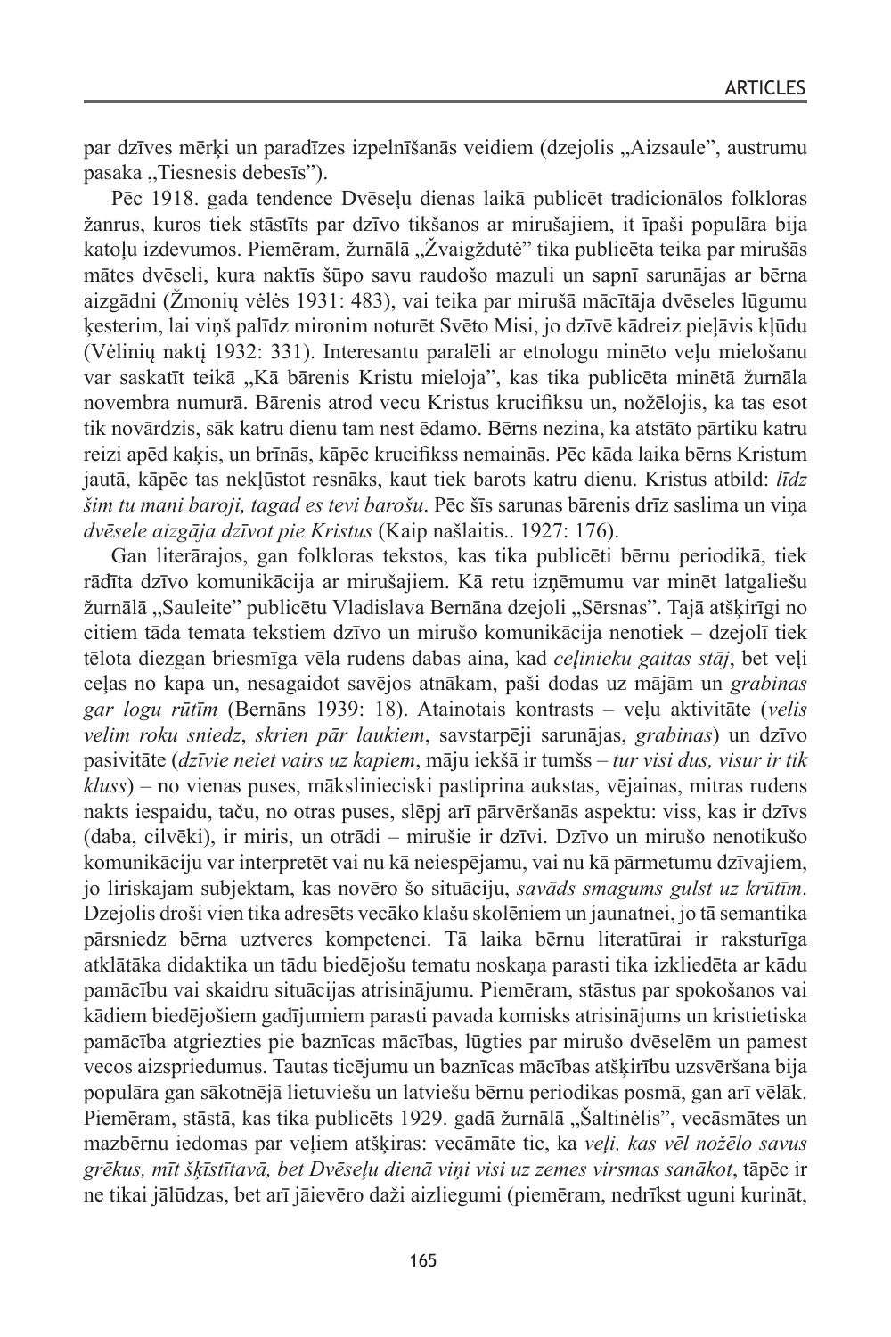par dzīves mērķi un paradīzes izpelnīšanās veidiem (dzejolis „Aizsaule", austrumu pasaka „Tiesnesis debesīs").

Pēc 1918. gada tendence Dvēseļu dienas laikā publicēt tradicionālos folkloras žanrus, kuros tiek stāstīts par dzīvo tikšanos ar mirušajiem, it īpaši populāra bija katoļu izdevumos. Piemēram, žurnālā „Žvaigždutė" tika publicēta teika par mirušās mātes dvēseli, kura naktīs šūpo savu raudošo mazuli un sapnī sarunājas ar bērna aizgādni (Žmonių vėlės 1931: 483), vai teika par mirušā mācītāja dvēseles lūgumu ķesterim, lai viņš palīdz mironim noturēt Svēto Misi, jo dzīvē kādreiz pieļāvis kļūdu (Vėlinių naktį 1932: 331). Interesantu paralēli ar etnologu minēto veļu mielošanu var saskatīt teikā „Kā bārenis Kristu mieloja", kas tika publicēta minētā žurnāla novembra numurā. Bārenis atrod vecu Kristus krucifiksu un, nožēlojis, ka tas esot tik novārdzis, sāk katru dienu tam nest ēdamo. Bērns nezina, ka atstāto pārtiku katru reizi apēd kaķis, un brīnās, kāpēc krucifikss nemainās. Pēc kāda laika bērns Kristum jautā, kāpēc tas nekļūstot resnāks, kaut tiek barots katru dienu. Kristus atbild: *līdz šim tu mani baroji, tagad es tevi barošu*. Pēc šīs sarunas bārenis drīz saslima un viņa *dvēsele aizgāja dzīvot pie Kristus* (Kaip našlaitis.. 1927: 176).

Gan literārajos, gan folkloras tekstos, kas tika publicēti bērnu periodikā, tiek rādīta dzīvo komunikācija ar mirušajiem. Kā retu izņēmumu var minēt latgaliešu žurnālā „Sauleite" publicētu Vladislava Bernāna dzejoli „Sērsnas". Tajā atšķirīgi no citiem tāda temata tekstiem dzīvo un mirušo komunikācija nenotiek – dzejolī tiek tēlota diezgan briesmīga vēla rudens dabas aina, kad *ceļinieku gaitas stāj*, bet veļi ceļas no kapa un, nesagaidot savējos atnākam, paši dodas uz mājām un *grabinas gar logu rūtīm* (Bernāns 1939: 18). Atainotais kontrasts – veļu aktivitāte (*velis velim roku sniedz*, *skrien pār laukiem*, savstarpēji sarunājas, *grabinas*) un dzīvo pasivitāte (*dzīvie neiet vairs uz kapiem*, māju iekšā ir tumšs – *tur visi dus, visur ir tik kluss*) – no vienas puses, mākslinieciski pastiprina aukstas, vējainas, mitras rudens nakts iespaidu, taču, no otras puses, slēpj arī pārvēršanās aspektu: viss, kas ir dzīvs (daba, cilvēki), ir miris, un otrādi – mirušie ir dzīvi. Dzīvo un mirušo nenotikušo komunikāciju var interpretēt vai nu kā neiespējamu, vai nu kā pārmetumu dzīvajiem, jo liriskajam subjektam, kas novēro šo situāciju, *savāds smagums gulst uz krūtīm*. Dzejolis droši vien tika adresēts vecāko klašu skolēniem un jaunatnei, jo tā semantika pārsniedz bērna uztveres kompetenci. Tā laika bērnu literatūrai ir raksturīga atklātāka didaktika un tādu biedējošu tematu noskaņa parasti tika izkliedēta ar kādu pamācību vai skaidru situācijas atrisinājumu. Piemēram, stāstus par spokošanos vai kādiem biedējošiem gadījumiem parasti pavada komisks atrisinājums un kristietiska pamācība atgriezties pie baznīcas mācības, lūgties par mirušo dvēselēm un pamest vecos aizspriedumus. Tautas ticējumu un baznīcas mācības atšķirību uzsvēršana bija populāra gan sākotnējā lietuviešu un latviešu bērnu periodikas posmā, gan arī vēlāk. Piemēram, stāstā, kas tika publicēts 1929. gadā žurnālā „Šaltinėlis", vecāsmātes un mazbērnu iedomas par veļiem atšķiras: vecāmāte tic, ka *veļi, kas vēl nožēlo savus grēkus, mīt šķīstītavā, bet Dvēseļu dienā viņi visi uz zemes virsmas sanākot*, tāpēc ir ne tikai jālūdzas, bet arī jāievēro daži aizliegumi (piemēram, nedrīkst uguni kurināt,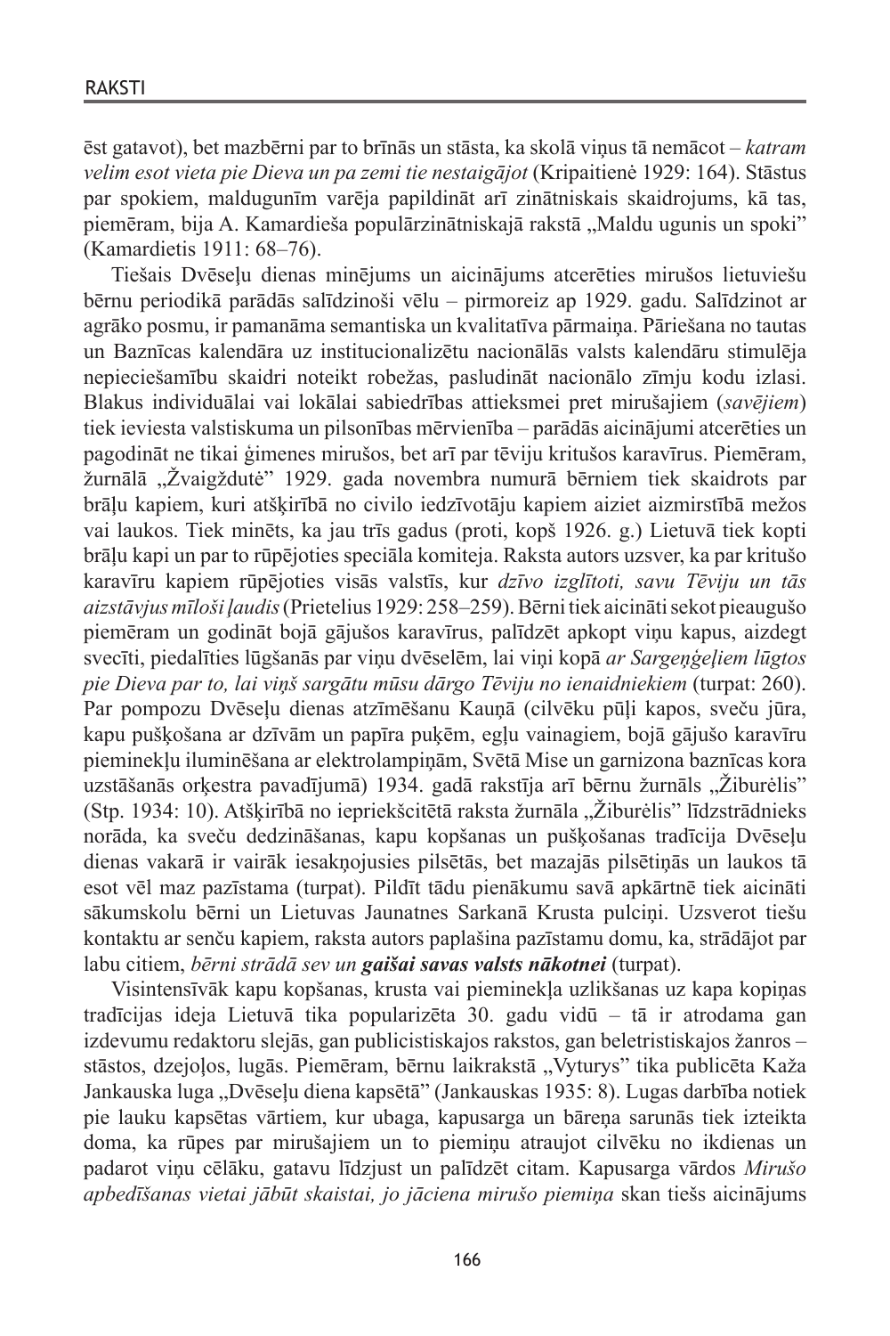ēst gatavot), bet mazbērni par to brīnās un stāsta, ka skolā viņus tā nemācot – *katram velim esot vieta pie Dieva un pa zemi tie nestaigājot* (Kripaitienė 1929: 164). Stāstus par spokiem, maldugunīm varēja papildināt arī zinātniskais skaidrojums, kā tas, piemēram, bija A. Kamardieša populārzinātniskajā rakstā „Maldu ugunis un spoki" (Kamardietis 1911: 68–76).

Tiešais Dvēseļu dienas minējums un aicinājums atcerēties mirušos lietuviešu bērnu periodikā parādās salīdzinoši vēlu – pirmoreiz ap 1929. gadu. Salīdzinot ar agrāko posmu, ir pamanāma semantiska un kvalitatīva pārmaiņa. Pāriešana no tautas un Baznīcas kalendāra uz institucionalizētu nacionālās valsts kalendāru stimulēja nepieciešamību skaidri noteikt robežas, pasludināt nacionālo zīmju kodu izlasi. Blakus individuālai vai lokālai sabiedrības attieksmei pret mirušajiem (*savējiem*) tiek ieviesta valstiskuma un pilsonības mērvienība – parādās aicinājumi atcerēties un pagodināt ne tikai ģimenes mirušos, bet arī par tēviju kritušos karavīrus. Piemēram, žurnālā „Žvaigždutė" 1929. gada novembra numurā bērniem tiek skaidrots par brāļu kapiem, kuri atšķirībā no civilo iedzīvotāju kapiem aiziet aizmirstībā mežos vai laukos. Tiek minēts, ka jau trīs gadus (proti, kopš 1926. g.) Lietuvā tiek kopti brāļu kapi un par to rūpējoties speciāla komiteja. Raksta autors uzsver, ka par kritušo karavīru kapiem rūpējoties visās valstīs, kur *dzīvo izglītoti, savu Tēviju un tās aizstāvjus mīloši ļaudis* (Prietelius 1929: 258–259). Bērni tiek aicināti sekot pieaugušo piemēram un godināt bojā gājušos karavīrus, palīdzēt apkopt viņu kapus, aizdegt svecīti, piedalīties lūgšanās par viņu dvēselēm, lai viņi kopā *ar Sargeņģeļiem lūgtos pie Dieva par to, lai viņš sargātu mūsu dārgo Tēviju no ienaidniekiem* (turpat: 260). Par pompozu Dvēseļu dienas atzīmēšanu Kauņā (cilvēku pūļi kapos, sveču jūra, kapu pušķošana ar dzīvām un papīra puķēm, egļu vainagiem, bojā gājušo karavīru pieminekļu iluminēšana ar elektrolampiņām, Svētā Mise un garnizona baznīcas kora uzstāšanās orķestra pavadījumā) 1934. gadā rakstīja arī bērnu žurnāls „Žiburėlis" (Stp. 1934: 10). Atšķirībā no iepriekšcitētā raksta žurnāla „Žiburėlis" līdzstrādnieks norāda, ka sveču dedzināšanas, kapu kopšanas un pušķošanas tradīcija Dvēseļu dienas vakarā ir vairāk iesakņojusies pilsētās, bet mazajās pilsētiņās un laukos tā esot vēl maz pazīstama (turpat). Pildīt tādu pienākumu savā apkārtnē tiek aicināti sākumskolu bērni un Lietuvas Jaunatnes Sarkanā Krusta pulciņi. Uzsverot tiešu kontaktu ar senču kapiem, raksta autors paplašina pazīstamu domu, ka, strādājot par labu citiem, *bērni strādā sev un* ***gaišai savas valsts nākotnei*** (turpat).

Visintensīvāk kapu kopšanas, krusta vai pieminekļa uzlikšanas uz kapa kopiņas tradīcijas ideja Lietuvā tika popularizēta 30. gadu vidū – tā ir atrodama gan izdevumu redaktoru slejās, gan publicistiskajos rakstos, gan beletristiskajos žanros – stāstos, dzejoļos, lugās. Piemēram, bērnu laikrakstā „Vyturys" tika publicēta Kaža Jankauska luga „Dvēseļu diena kapsētā" (Jankauskas 1935: 8). Lugas darbība notiek pie lauku kapsētas vārtiem, kur ubaga, kapusarga un bāreņa sarunās tiek izteikta doma, ka rūpes par mirušajiem un to piemiņu atraujot cilvēku no ikdienas un padarot viņu cēlāku, gatavu līdzjust un palīdzēt citam. Kapusarga vārdos *Mirušo apbedīšanas vietai jābūt skaistai, jo jāciena mirušo piemiņa* skan tiešs aicinājums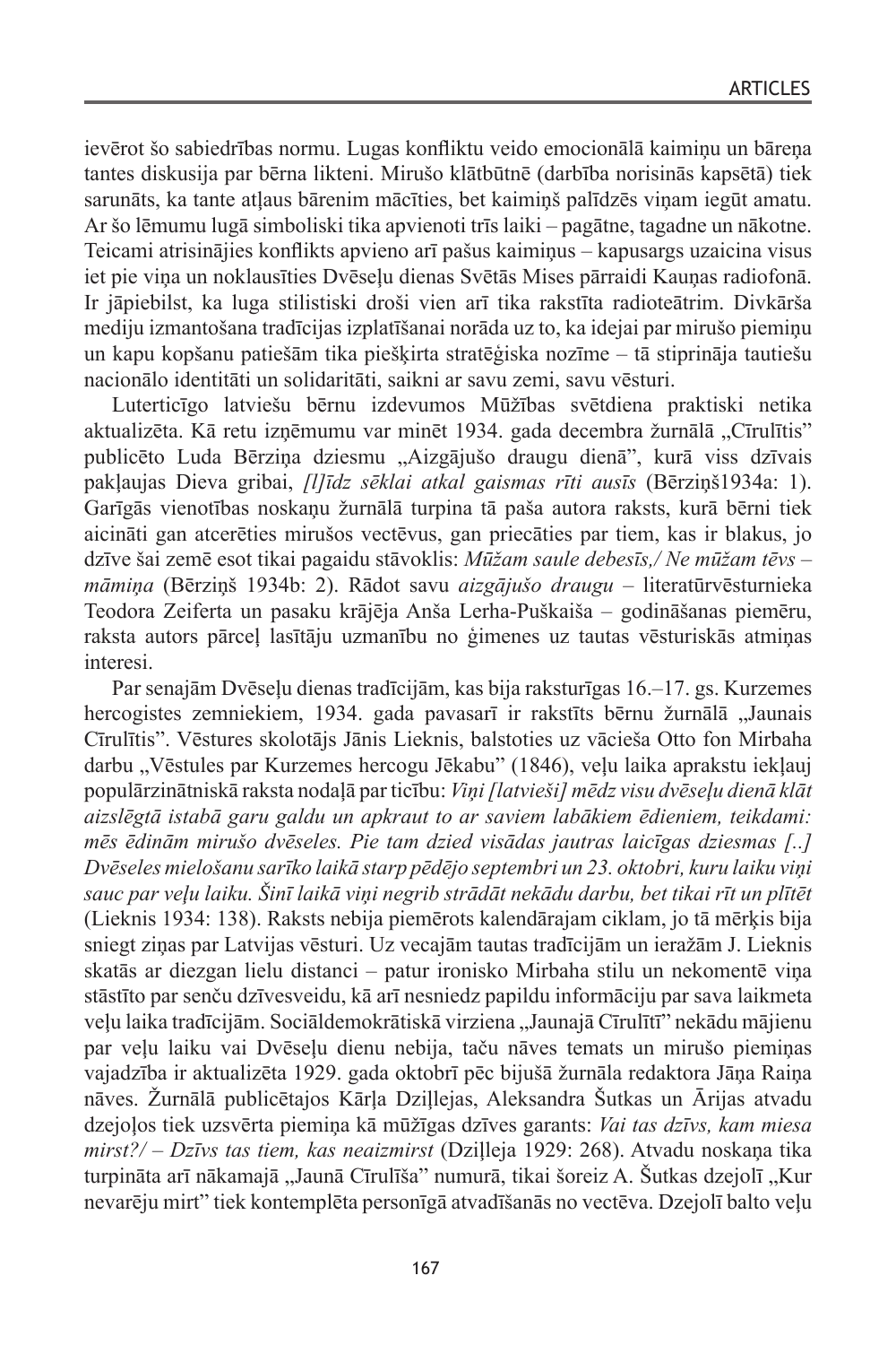ievērot šo sabiedrības normu. Lugas konfliktu veido emocionālā kaimiņu un bāreņa tantes diskusija par bērna likteni. Mirušo klātbūtnē (darbība norisinās kapsētā) tiek sarunāts, ka tante atļaus bārenim mācīties, bet kaimiņš palīdzēs viņam iegūt amatu. Ar šo lēmumu lugā simboliski tika apvienoti trīs laiki – pagātne, tagadne un nākotne. Teicami atrisinājies konflikts apvieno arī pašus kaimiņus – kapusargs uzaicina visus iet pie viņa un noklausīties Dvēseļu dienas Svētās Mises pārraidi Kauņas radiofonā. Ir jāpiebilst, ka luga stilistiski droši vien arī tika rakstīta radioteātrim. Divkārša mediju izmantošana tradīcijas izplatīšanai norāda uz to, ka idejai par mirušo piemiņu un kapu kopšanu patiešām tika piešķirta stratēģiska nozīme – tā stiprināja tautiešu nacionālo identitāti un solidaritāti, saikni ar savu zemi, savu vēsturi.

Luterticīgo latviešu bērnu izdevumos Mūžības svētdiena praktiski netika aktualizēta. Kā retu izņēmumu var minēt 1934. gada decembra žurnālā „Cīrulītis" publicēto Luda Bērziņa dziesmu „Aizgājušo draugu dienā", kurā viss dzīvais pakļaujas Dieva gribai, *[l]īdz sēklai atkal gaismas rīti ausīs* (Bērziņš1934a: 1). Garīgās vienotības noskaņu žurnālā turpina tā paša autora raksts, kurā bērni tiek aicināti gan atcerēties mirušos vectēvus, gan priecāties par tiem, kas ir blakus, jo dzīve šai zemē esot tikai pagaidu stāvoklis: *Mūžam saule debesīs,/ Ne mūžam tēvs – māmiņa* (Bērziņš 1934b: 2). Rādot savu *aizgājušo draugu* – literatūrvēsturnieka Teodora Zeiferta un pasaku krājēja Anša Lerha-Puškaiša – godināšanas piemēru, raksta autors pārceļ lasītāju uzmanību no ģimenes uz tautas vēsturiskās atmiņas interesi.

Par senajām Dvēseļu dienas tradīcijām, kas bija raksturīgas 16.–17. gs. Kurzemes hercogistes zemniekiem, 1934. gada pavasarī ir rakstīts bērnu žurnālā „Jaunais Cīrulītis". Vēstures skolotājs Jānis Lieknis, balstoties uz vācieša Otto fon Mirbaha darbu „Vēstules par Kurzemes hercogu Jēkabu" (1846), veļu laika aprakstu iekļauj populārzinātniskā raksta nodaļā par ticību: *Viņi [latvieši] mēdz visu dvēseļu dienā klāt aizslēgtā istabā garu galdu un apkraut to ar saviem labākiem ēdieniem, teikdami: mēs ēdinām mirušo dvēseles. Pie tam dzied visādas jautras laicīgas dziesmas [..] Dvēseles mielošanu sarīko laikā starp pēdējo septembri un 23. oktobri, kuru laiku viņi sauc par veļu laiku. Šinī laikā viņi negrib strādāt nekādu darbu, bet tikai rīt un plītēt* (Lieknis 1934: 138). Raksts nebija piemērots kalendārajam ciklam, jo tā mērķis bija sniegt ziņas par Latvijas vēsturi. Uz vecajām tautas tradīcijām un ieražām J. Lieknis skatās ar diezgan lielu distanci – patur ironisko Mirbaha stilu un nekomentē viņa stāstīto par senču dzīvesveidu, kā arī nesniedz papildu informāciju par sava laikmeta veļu laika tradīcijām. Sociāldemokrātiskā virziena „Jaunajā Cīrulītī" nekādu mājienu par veļu laiku vai Dvēseļu dienu nebija, taču nāves temats un mirušo piemiņas vajadzība ir aktualizēta 1929. gada oktobrī pēc bijušā žurnāla redaktora Jāņa Raiņa nāves. Žurnālā publicētajos Kārļa Dziļlejas, Aleksandra Šutkas un Ārijas atvadu dzejoļos tiek uzsvērta piemiņa kā mūžīgas dzīves garants: *Vai tas dzīvs, kam miesa mirst?/ – Dzīvs tas tiem, kas neaizmirst* (Dziļleja 1929: 268). Atvadu noskaņa tika turpināta arī nākamajā „Jaunā Cīrulīša" numurā, tikai šoreiz A. Šutkas dzejolī „Kur nevarēju mirt" tiek kontemplēta personīgā atvadīšanās no vectēva. Dzejolī balto veļu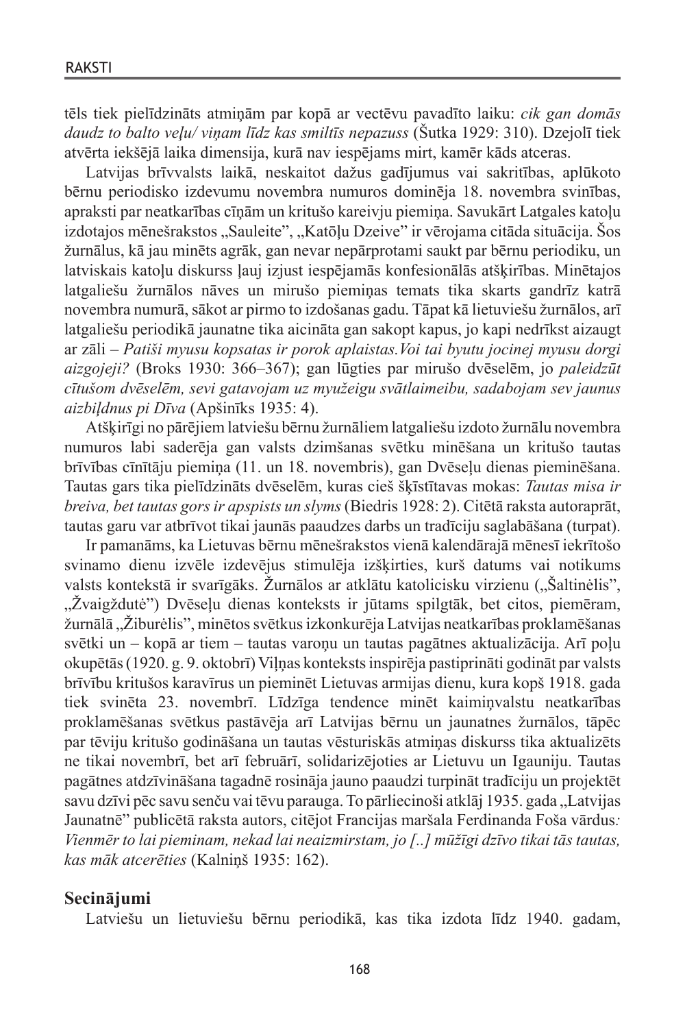tēls tiek pielīdzināts atmiņām par kopā ar vectēvu pavadīto laiku: *cik gan domās daudz to balto veļu/ viņam līdz kas smiltīs nepazuss* (Šutka 1929: 310). Dzejolī tiek atvērta iekšējā laika dimensija, kurā nav iespējams mirt, kamēr kāds atceras.

Latvijas brīvvalsts laikā, neskaitot dažus gadījumus vai sakritības, aplūkoto bērnu periodisko izdevumu novembra numuros dominēja 18. novembra svinības, apraksti par neatkarības cīņām un kritušo kareivju piemiņa. Savukārt Latgales katoļu izdotajos mēnešrakstos „Sauleite", „Katōļu Dzeive" ir vērojama citāda situācija. Šos žurnālus, kā jau minēts agrāk, gan nevar nepārprotami saukt par bērnu periodiku, un latviskais katoļu diskurss ļauj izjust iespējamās konfesionālās atšķirības. Minētajos latgaliešu žurnālos nāves un mirušo piemiņas temats tika skarts gandrīz katrā novembra numurā, sākot ar pirmo to izdošanas gadu. Tāpat kā lietuviešu žurnālos, arī latgaliešu periodikā jaunatne tika aicināta gan sakopt kapus, jo kapi nedrīkst aizaugt ar zāli – *Patiši myusu kopsatas ir porok aplaistas.Voi tai byutu jocinej myusu dorgi aizgojeji?* (Broks 1930: 366–367); gan lūgties par mirušo dvēselēm, jo *paleidzūt cītušom dvēselēm, sevi gatavojam uz myužeigu svātlaimeibu, sadabojam sev jaunus aizbiļdnus pi Dīva* (Apšinīks 1935: 4).

Atšķirīgi no pārējiem latviešu bērnu žurnāliem latgaliešu izdoto žurnālu novembra numuros labi saderēja gan valsts dzimšanas svētku minēšana un kritušo tautas brīvības cīnītāju piemiņa (11. un 18. novembris), gan Dvēseļu dienas pieminēšana. Tautas gars tika pielīdzināts dvēselēm, kuras cieš šķīstītavas mokas: *Tautas misa ir breiva, bet tautas gors ir apspists un slyms* (Biedris 1928: 2). Citētā raksta autorasprāt, tautas garu var atbrīvot tikai jaunās paaudzes darbs un tradīciju saglabāšana (turpat).

Ir pamanāms, ka Lietuvas bērnu mēnešrakstos vienā kalendārajā mēnesī iekrītošo svinamo dienu izvēle izdevējus stimulēja izšķirties, kurš datums vai notikums valsts kontekstā ir svarīgāks. Žurnālos ar atklātu katolicisku virzienu („Šaltinėlis", „Žvaigždutė") Dvēseļu dienas konteksts ir jūtams spilgtāk, bet citos, piemēram, žurnālā „Žiburėlis", minētos svētkus izkonkurēja Latvijas neatkarības proklamēšanas svētki un – kopā ar tiem – tautas varoņu un tautas pagātnes aktualizācija. Arī poļu okupētās (1920. g. 9. oktobrī) Viļņas konteksts inspirēja pastiprināti godināt par valsts brīvību kritušos karavīrus un pieminēt Lietuvas armijas dienu, kura kopš 1918. gada tiek svinēta 23. novembrī. Līdzīga tendence minēt kaimiņvalstu neatkarības proklamēšanas svētkus pastāvēja arī Latvijas bērnu un jaunatnes žurnālos, tāpēc par tēviju kritušo godināšana un tautas vēsturiskās atmiņas diskurss tika aktualizēts ne tikai novembrī, bet arī februārī, solidarizējoties ar Lietuvu un Igauniju. Tautas pagātnes atdzīvināšana tagadnē rosināja jauno paaudzi turpināt tradīciju un projektēt savu dzīvi pēc savu senču vai tēvu parauga. To pārliecinoši atklāj 1935. gada „Latvijas Jaunatnē" publicētā raksta autors, citējot Francijas maršala Ferdinanda Foša vārdus: *Vienmēr to lai pieminam, nekad lai neaizmirstam, jo [..] mūžīgi dzīvo tikai tās tautas, kas māk atcerēties* (Kalniņš 1935: 162).

## Secinājumi

Latviešu un lietuviešu bērnu periodikā, kas tika izdota līdz 1940. gadam,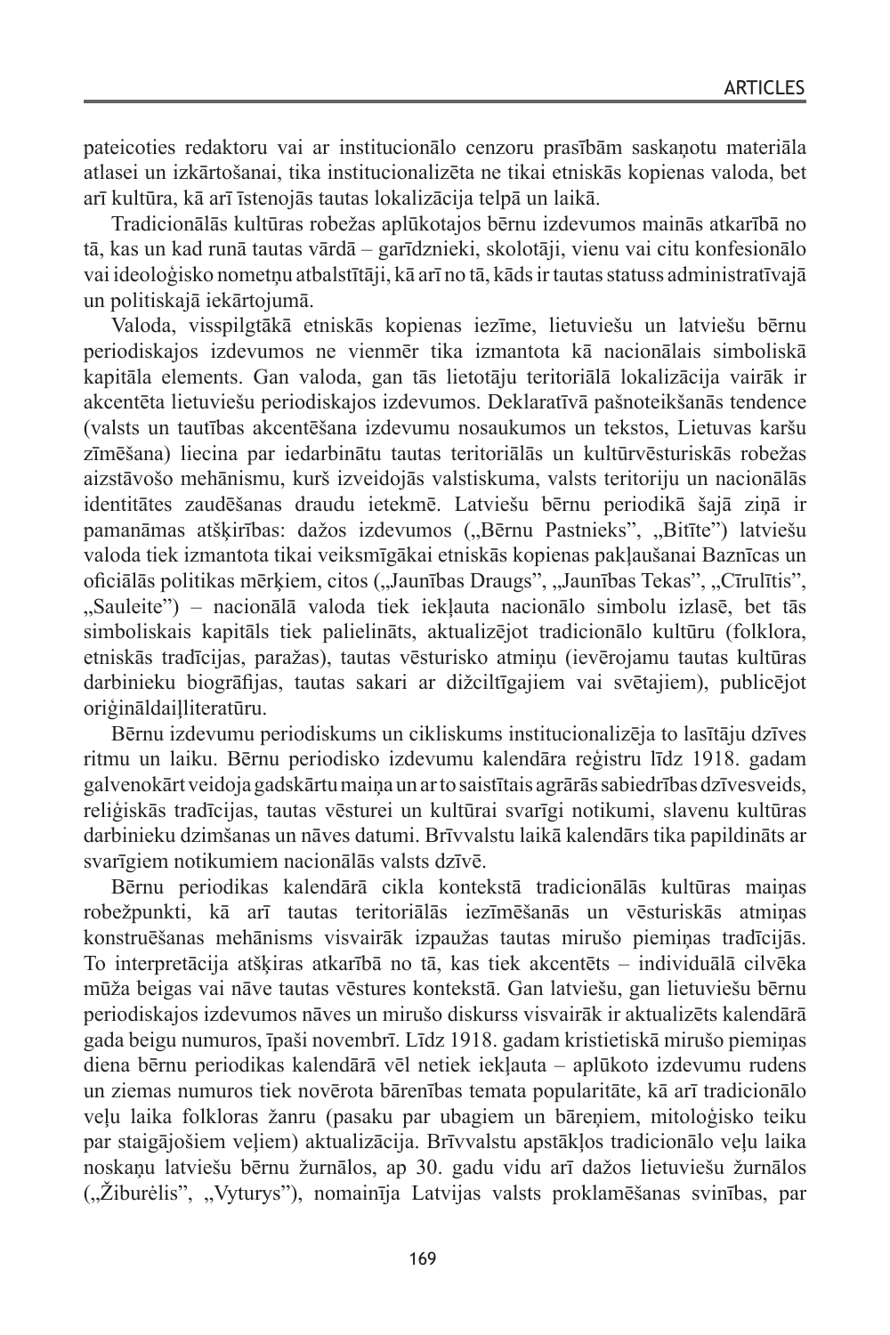pateicoties redaktoru vai ar institucionālo cenzoru prasībām saskaņotu materiāla atlasei un izkārtošanai, tika institucionalizēta ne tikai etniskās kopienas valoda, bet arī kultūra, kā arī īstenojās tautas lokalizācija telpā un laikā.

Tradicionālās kultūras robežas aplūkotajos bērnu izdevumos mainās atkarībā no tā, kas un kad runā tautas vārdā – garīdznieki, skolotāji, vienu vai citu konfesionālo vai ideoloģisko nometņu atbalstītāji, kā arī no tā, kāds ir tautas statuss administratīvajā un politiskajā iekārtojumā.

Valoda, visspilgtākā etniskās kopienas iezīme, lietuviešu un latviešu bērnu periodiskajos izdevumos ne vienmēr tika izmantota kā nacionālais simboliskā kapitāla elements. Gan valoda, gan tās lietotāju teritoriālā lokalizācija vairāk ir akcentēta lietuviešu periodiskajos izdevumos. Deklaratīvā pašnoteikšanās tendence (valsts un tautības akcentēšana izdevumu nosaukumos un tekstos, Lietuvas karšu zīmēšana) liecina par iedarbinātu tautas teritoriālās un kultūrvēsturiskās robežas aizstāvošo mehānismu, kurš izveidojās valstiskuma, valsts teritoriju un nacionālās identitātes zaudēšanas draudu ietekmē. Latviešu bērnu periodikā šajā ziņā ir pamanāmas atšķirības: dažos izdevumos („Bērnu Pastnieks", „Bitīte") latviešu valoda tiek izmantota tikai veiksmīgākai etniskās kopienas pakļaušanai Baznīcas un oficiālās politikas mērķiem, citos („Jaunības Draugs", „Jaunības Tekas", „Cīrulītis", „Sauleite") – nacionālā valoda tiek iekļauta nacionālo simbolu izlasē, bet tās simboliskais kapitāls tiek palielināts, aktualizējot tradicionālo kultūru (folklora, etniskās tradīcijas, paražas), tautas vēsturisko atmiņu (ievērojamu tautas kultūras darbinieku biogrāfijas, tautas sakari ar dižciltīgajiem vai svētajiem), publicējot oriģināldaiļliteratūru.

Bērnu izdevumu periodiskums un cikliskums institucionalizēja to lasītāju dzīves ritmu un laiku. Bērnu periodisko izdevumu kalendāra reģistru līdz 1918. gadam galvenokārt veidoja gadskārtu maiņa un ar to saistītais agrārās sabiedrības dzīvesveids, reliģiskās tradīcijas, tautas vēsturei un kultūrai svarīgi notikumi, slavenu kultūras darbinieku dzimšanas un nāves datumi. Brīvvalstu laikā kalendārs tika papildināts ar svarīgiem notikumiem nacionālās valsts dzīvē.

Bērnu periodikas kalendārā cikla kontekstā tradicionālās kultūras maiņas robežpunkti, kā arī tautas teritoriālās iezīmēšanās un vēsturiskās atmiņas konstruēšanas mehānisms visvairāk izpaužas tautas mirušo piemiņas tradīcijās. To interpretācija atšķiras atkarībā no tā, kas tiek akcentēts – individuālā cilvēka mūža beigas vai nāve tautas vēstures kontekstā. Gan latviešu, gan lietuviešu bērnu periodiskajos izdevumos nāves un mirušo diskurss visvairāk ir aktualizēts kalendārā gada beigu numuros, īpaši novembrī. Līdz 1918. gadam kristietiskā mirušo piemiņas diena bērnu periodikas kalendārā vēl netiek iekļauta – aplūkoto izdevumu rudens un ziemas numuros tiek novērota bārenības temata popularitāte, kā arī tradicionālo veļu laika folkloras žanru (pasaku par ubagiem un bāreņiem, mitoloģisko teiku par staigājošiem veļiem) aktualizācija. Brīvvalstu apstākļos tradicionālo veļu laika noskaņu latviešu bērnu žurnālos, ap 30. gadu vidu arī dažos lietuviešu žurnālos („Žiburėlis", „Vyturys"), nomainīja Latvijas valsts proklamēšanas svinības, par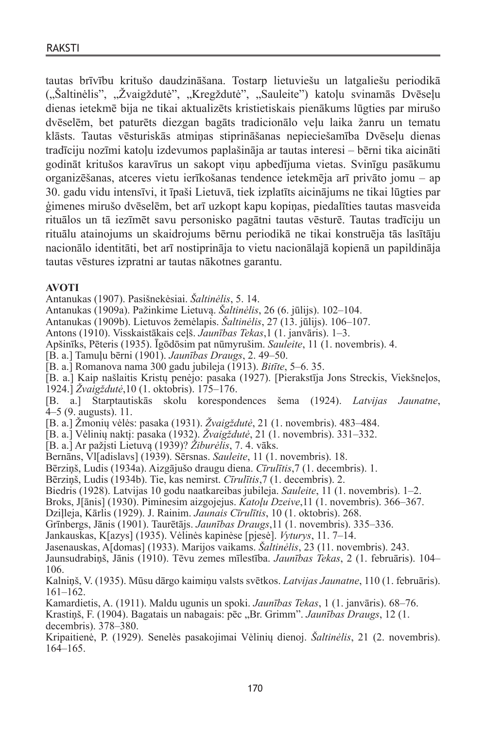tautas brīvību kritušo daudzināšana. Tostarp lietuviešu un latgaliešu periodikā („Šaltinėlis", „Žvaigždutė", „Kregždutė", „Sauleite") katoļu svinamās Dvēseļu dienas ietekmē bija ne tikai aktualizēts kristietiskais pienākums lūgties par mirušo dvēselēm, bet paturēts diezgan bagāts tradicionālo veļu laika žanru un tematu klāsts. Tautas vēsturiskās atmiņas stiprināšanas nepieciešamība Dvēseļu dienas tradīciju nozīmi katoļu izdevumos paplašināja ar tautas interesi – bērni tika aicināti godināt kritušos karavīrus un sakopt viņu apbedījuma vietas. Svinīgu pasākumu organizēšanas, atceres vietu ierīkošanas tendence ietekmēja arī privāto jomu – ap 30. gadu vidu intensīvi, it īpaši Lietuvā, tiek izplatīts aicinājums ne tikai lūgties par ģimenes mirušo dvēselēm, bet arī uzkopt kapu kopiņas, piedalīties tautas masveida rituālos un tā iezīmēt savu personisko pagātni tautas vēsturē. Tautas tradīciju un rituālu atainojums un skaidrojums bērnu periodikā ne tikai konstruēja tās lasītāju nacionālo identitāti, bet arī nostiprināja to vietu nacionālajā kopienā un papildināja tautas vēstures izpratni ar tautas nākotnes garantu.

**AVOTI**

Antanukas (1907). Pasišnekėsiai. *Šaltinėlis*, 5. 14.

Antanukas (1909a). Pažinkime Lietuvą. *Šaltinėlis*, 26 (6. jūlijs). 102–104.

Antanukas (1909b). Lietuvos žemėlapis. *Šaltinėlis*, 27 (13. jūlijs). 106–107.

Antons (1910). Visskaistākais ceļš. *Jaunības Tekas*,1 (1. janvāris). 1–3.

Apšinīks, Pēteris (1935). Īgōdōsim pat nūmyrušim. *Sauleite*, 11 (1. novembris). 4.

[B. a.] Tamuļu bērni (1901). *Jaunības Draugs*, 2. 49–50.

[B. a.] Romanova nama 300 gadu jubileja (1913). *Bitīte*, 5–6. 35.

[B. a.] Kaip našlaitis Kristų penėjo: pasaka (1927). [Pierakstīja Jons Streckis, Viekšneļos, 1924.] *Žvaigždutė*,10 (1. oktobris). 175–176.

[B. a.] Starptautiskās skolu korespondences šema (1924). *Latvijas Jaunatne*, 4–5 (9. augusts). 11.

[B. a.] Žmonių vėlės: pasaka (1931). *Žvaigždutė*, 21 (1. novembris). 483–484.

[B. a.] Vėlinių naktį: pasaka (1932). *Žvaigždutė*, 21 (1. novembris). 331–332.

[B. a.] Ar pažįsti Lietuvą (1939)? *Žiburėlis*, 7. 4. vāks.

Bernāns, Vl[adislavs] (1939). Sērsnas. *Sauleite*, 11 (1. novembris). 18.

Bērziņš, Ludis (1934a). Aizgājušo draugu diena. *Cīrulītis*,7 (1. decembris). 1.

Bērziņš, Ludis (1934b). Tie, kas nemirst. *Cīrulītis*,7 (1. decembris). 2.

Biedris (1928). Latvijas 10 godu naatkareibas jubileja. *Sauleite*, 11 (1. novembris). 1–2.

Broks, J[ānis] (1930). Piminesim aizgojejus. *Katoļu Dzeive*,11 (1. novembris). 366–367.

Dziļleja, Kārlis (1929). J. Rainim. *Jaunais Cīrulītis*, 10 (1. oktobris). 268.

Grīnbergs, Jānis (1901). Taurētājs. *Jaunības Draugs*,11 (1. novembris). 335–336.

Jankauskas, K[azys] (1935). Vėlinės kapinėse [pjesė]. *Vyturys*, 11. 7–14.

Jasenauskas, A[domas] (1933). Marijos vaikams. *Šaltinėlis*, 23 (11. novembris). 243.

Jaunsudrabiņš, Jānis (1910). Tēvu zemes mīlestība. *Jaunības Tekas*, 2 (1. februāris). 104–106.

Kalniņš, V. (1935). Mūsu dārgo kaimiņu valsts svētkos. *Latvijas Jaunatne*, 110 (1. februāris). 161–162.

Kamardietis, A. (1911). Maldu ugunis un spoki. *Jaunības Tekas*, 1 (1. janvāris). 68–76.

Krastiņš, F. (1904). Bagatais un nabagais: pēc „Br. Grimm". *Jaunības Draugs*, 12 (1. decembris). 378–380.

Kripaitienė, P. (1929). Senelės pasakojimai Vėlinių dienoj. *Šaltinėlis*, 21 (2. novembris). 164–165.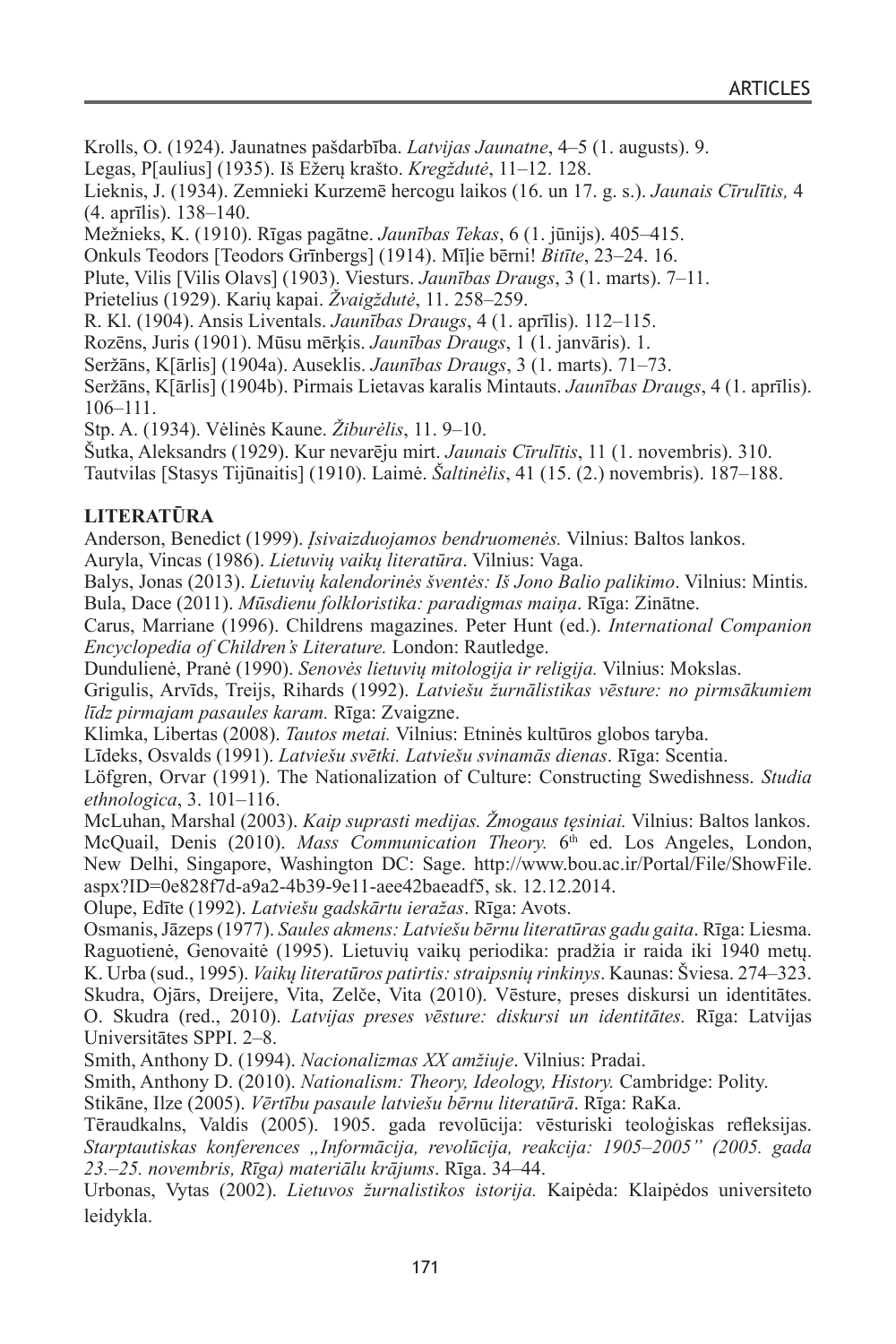Krolls, O. (1924). Jaunatnes pašdarbība. *Latvijas Jaunatne*, 4–5 (1. augusts). 9.

Legas, P[aulius] (1935). Iš Ežerų krašto. *Kregždutė*, 11–12. 128.

Lieknis, J. (1934). Zemnieki Kurzemē hercogu laikos (16. un 17. g. s.). *Jaunais Cīrulītis,* 4 (4. aprīlis). 138–140.

Mežnieks, K. (1910). Rīgas pagātne. *Jaunības Tekas*, 6 (1. jūnijs). 405–415.

Onkuls Teodors [Teodors Grīnbergs] (1914). Mīļie bērni! *Bitīte*, 23–24. 16.

Plute, Vilis [Vilis Olavs] (1903). Viesturs. *Jaunības Draugs*, 3 (1. marts). 7–11.

Prietelius (1929). Karių kapai. *Žvaigždutė*, 11. 258–259.

R. Kl. (1904). Ansis Liventals. *Jaunības Draugs*, 4 (1. aprīlis). 112–115.

Rozēns, Juris (1901). Mūsu mērķis. *Jaunības Draugs*, 1 (1. janvāris). 1.

Seržāns, K[ārlis] (1904a). Auseklis. *Jaunības Draugs*, 3 (1. marts). 71–73.

Seržāns, K[ārlis] (1904b). Pirmais Lietavas karalis Mintauts. *Jaunības Draugs*, 4 (1. aprīlis). 106–111.

Stp. A. (1934). Vėlinės Kaune. *Žiburėlis*, 11. 9–10.

Šutka, Aleksandrs (1929). Kur nevarēju mirt. *Jaunais Cīrulītis*, 11 (1. novembris). 310.

Tautvilas [Stasys Tijūnaitis] (1910). Laimė. *Šaltinėlis*, 41 (15. (2.) novembris). 187–188.

## LITERATŪRA

Anderson, Benedict (1999). *Įsivaizduojamos bendruomenės.* Vilnius: Baltos lankos.

Auryla, Vincas (1986). *Lietuvių vaikų literatūra*. Vilnius: Vaga.

Balys, Jonas (2013). *Lietuvių kalendorinės šventės: Iš Jono Balio palikimo*. Vilnius: Mintis.

Bula, Dace (2011). *Mūsdienu folkloristika: paradigmas maiņa*. Rīga: Zinātne.

Carus, Marriane (1996). Childrens magazines. Peter Hunt (ed.). *International Companion Encyclopedia of Children's Literature.* London: Rautledge.

Dundulienė, Pranė (1990). *Senovės lietuvių mitologija ir religija.* Vilnius: Mokslas.

Grigulis, Arvīds, Treijs, Rihards (1992). *Latviešu žurnālistikas vēsture: no pirmsākumiem līdz pirmajam pasaules karam.* Rīga: Zvaigzne.

Klimka, Libertas (2008). *Tautos metai.* Vilnius: Etninės kultūros globos taryba.

Līdeks, Osvalds (1991). *Latviešu svētki. Latviešu svinamās dienas*. Rīga: Scentia.

Löfgren, Orvar (1991). The Nationalization of Culture: Constructing Swedishness. *Studia ethnologica*, 3. 101–116.

McLuhan, Marshal (2003). *Kaip suprasti medijas. Žmogaus tęsiniai.* Vilnius: Baltos lankos.

McQuail, Denis (2010). *Mass Communication Theory.* 6th ed. Los Angeles, London, New Delhi, Singapore, Washington DC: Sage. http://www.bou.ac.ir/Portal/File/ShowFile.aspx?ID=0e828f7d-a9a2-4b39-9e11-aee42baeadf5, sk. 12.12.2014.

Olupe, Edīte (1992). *Latviešu gadskārtu ieražas*. Rīga: Avots.

Osmanis, Jāzeps (1977). *Saules akmens: Latviešu bērnu literatūras gadu gaita*. Rīga: Liesma.

Raguotienė, Genovaitė (1995). Lietuvių vaikų periodika: pradžia ir raida iki 1940 metų. K. Urba (sud., 1995). *Vaikų literatūros patirtis: straipsnių rinkinys*. Kaunas: Šviesa. 274–323.

Skudra, Ojārs, Dreijere, Vita, Zelče, Vita (2010). Vēsture, preses diskursi un identitātes. O. Skudra (red., 2010). *Latvijas preses vēsture: diskursi un identitātes.* Rīga: Latvijas Universitātes SPPI. 2–8.

Smith, Anthony D. (1994). *Nacionalizmas XX amžiuje*. Vilnius: Pradai.

Smith, Anthony D. (2010). *Nationalism: Theory, Ideology, History.* Cambridge: Polity.

Stikāne, Ilze (2005). *Vērtību pasaule latviešu bērnu literatūrā*. Rīga: RaKa.

Tēraudkalns, Valdis (2005). 1905. gada revolūcija: vēsturiski teoloģiskas refleksijas. *Starptautiskas konferences „Informācija, revolūcija, reakcija: 1905–2005" (2005. gada 23.–25. novembris, Rīga) materiālu krājums*. Rīga. 34–44.

Urbonas, Vytas (2002). *Lietuvos žurnalistikos istorija.* Kaipėda: Klaipėdos universiteto leidykla.